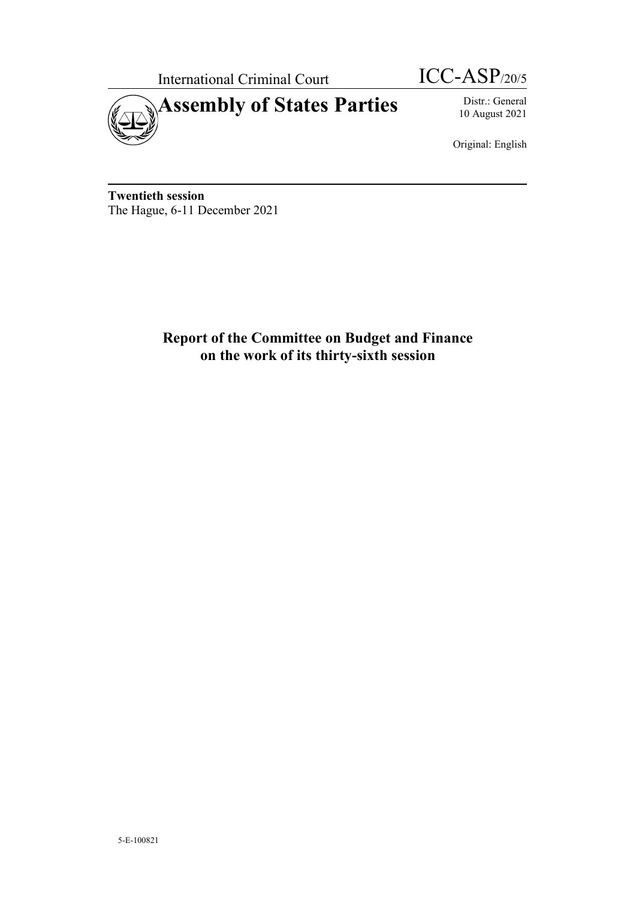International Criminal Court

ICC-ASP/20/5

# Assembly of States Parties

Distr.: General
10 August 2021

Original: English

**Twentieth session**
The Hague, 6-11 December 2021

## Report of the Committee on Budget and Finance on the work of its thirty-sixth session

5-E-100821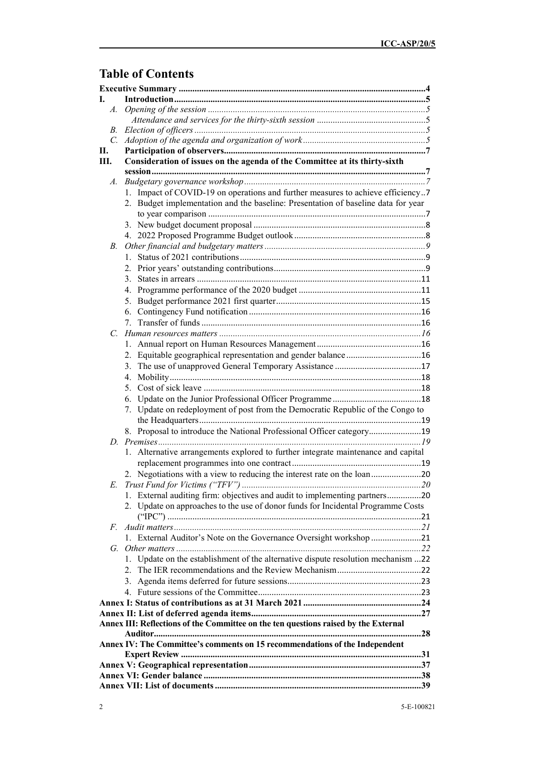# Table of Contents

| | |
|---|---|
| **Executive Summary** | **4** |
| **I. Introduction** | **5** |
| *A. Opening of the session* | *5* |
| *Attendance and services for the thirty-sixth session* | *5* |
| *B. Election of officers* | *5* |
| *C. Adoption of the agenda and organization of work* | *5* |
| **II. Participation of observers** | **7** |
| **III. Consideration of issues on the agenda of the Committee at its thirty-sixth session** | **7** |
| *A. Budgetary governance workshop* | *7* |
| 1. Impact of COVID-19 on operations and further measures to achieve efficiency | 7 |
| 2. Budget implementation and the baseline: Presentation of baseline data for year to year comparison | 7 |
| 3. New budget document proposal | 8 |
| 4. 2022 Proposed Programme Budget outlook | 8 |
| *B. Other financial and budgetary matters* | *9* |
| 1. Status of 2021 contributions | 9 |
| 2. Prior years' outstanding contributions | 9 |
| 3. States in arrears | 11 |
| 4. Programme performance of the 2020 budget | 11 |
| 5. Budget performance 2021 first quarter | 15 |
| 6. Contingency Fund notification | 16 |
| 7. Transfer of funds | 16 |
| *C. Human resources matters* | *16* |
| 1. Annual report on Human Resources Management | 16 |
| 2. Equitable geographical representation and gender balance | 16 |
| 3. The use of unapproved General Temporary Assistance | 17 |
| 4. Mobility | 18 |
| 5. Cost of sick leave | 18 |
| 6. Update on the Junior Professional Officer Programme | 18 |
| 7. Update on redeployment of post from the Democratic Republic of the Congo to the Headquarters | 19 |
| 8. Proposal to introduce the National Professional Officer category | 19 |
| *D. Premises* | *19* |
| 1. Alternative arrangements explored to further integrate maintenance and capital replacement programmes into one contract | 19 |
| 2. Negotiations with a view to reducing the interest rate on the loan | 20 |
| *E. Trust Fund for Victims ("TFV")* | *20* |
| 1. External auditing firm: objectives and audit to implementing partners | 20 |
| 2. Update on approaches to the use of donor funds for Incidental Programme Costs ("IPC") | 21 |
| *F. Audit matters* | *21* |
| 1. External Auditor's Note on the Governance Oversight workshop | 21 |
| *G. Other matters* | *22* |
| 1. Update on the establishment of the alternative dispute resolution mechanism | 22 |
| 2. The IER recommendations and the Review Mechanism | 22 |
| 3. Agenda items deferred for future sessions | 23 |
| 4. Future sessions of the Committee | 23 |
| **Annex I: Status of contributions as at 31 March 2021** | **24** |
| **Annex II: List of deferred agenda items** | **27** |
| **Annex III: Reflections of the Committee on the ten questions raised by the External Auditor** | **28** |
| **Annex IV: The Committee's comments on 15 recommendations of the Independent Expert Review** | **31** |
| **Annex V: Geographical representation** | **37** |
| **Annex VI: Gender balance** | **38** |
| **Annex VII: List of documents** | **39** |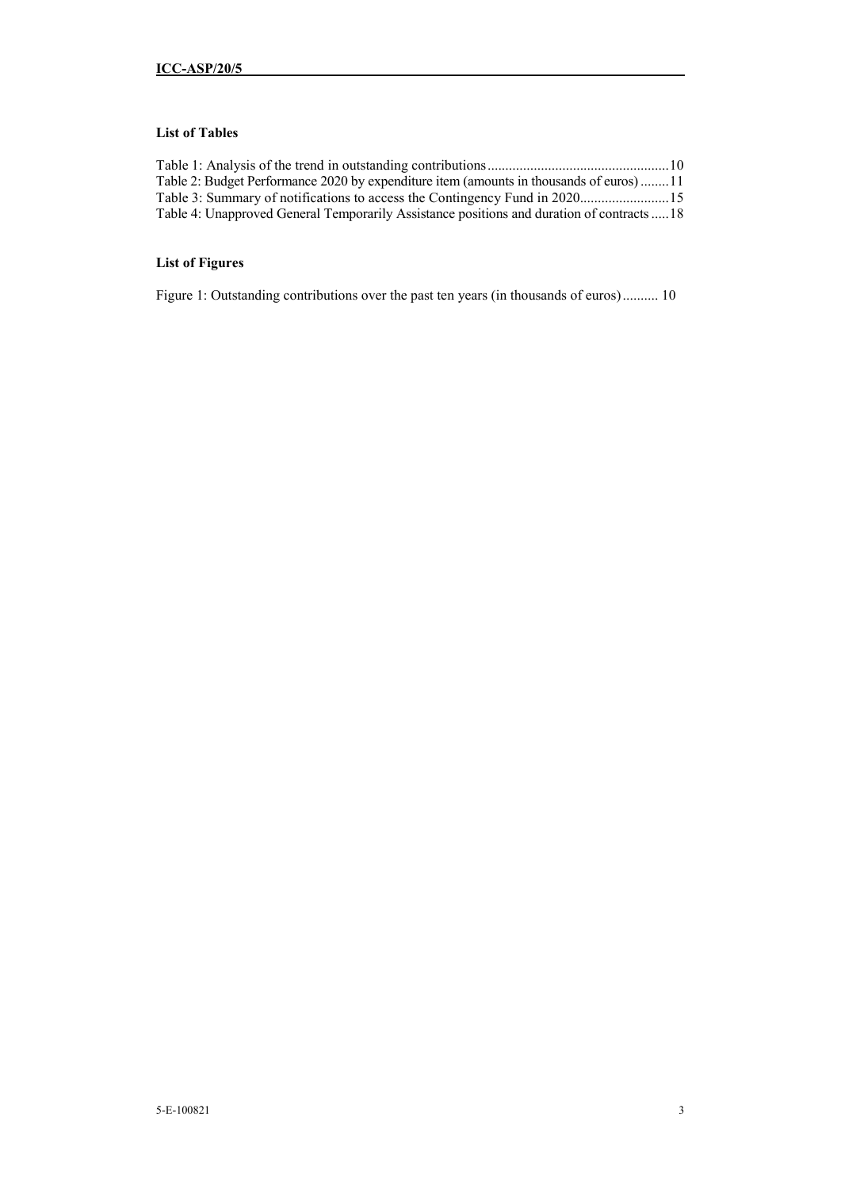### List of Tables

Table 1: Analysis of the trend in outstanding contributions ....................................................10
Table 2: Budget Performance 2020 by expenditure item (amounts in thousands of euros) ........11
Table 3: Summary of notifications to access the Contingency Fund in 2020.........................15
Table 4: Unapproved General Temporarily Assistance positions and duration of contracts .....18

### List of Figures

Figure 1: Outstanding contributions over the past ten years (in thousands of euros).......... 10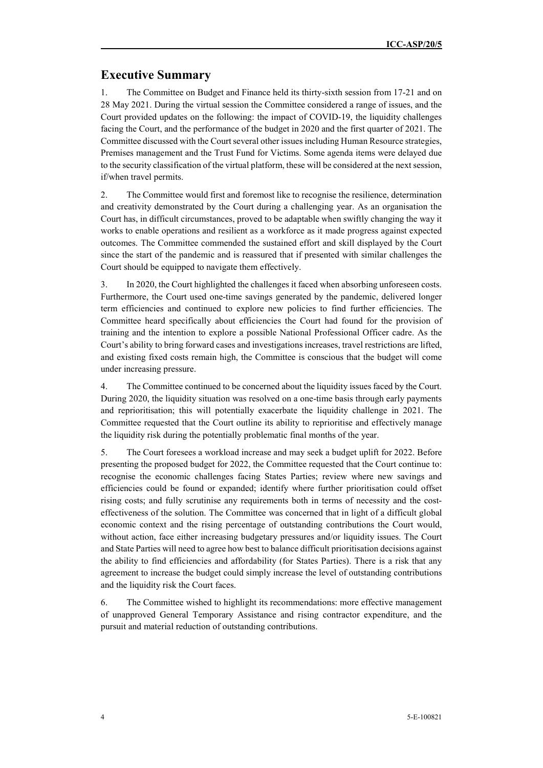## Executive Summary

1. The Committee on Budget and Finance held its thirty-sixth session from 17-21 and on 28 May 2021. During the virtual session the Committee considered a range of issues, and the Court provided updates on the following: the impact of COVID-19, the liquidity challenges facing the Court, and the performance of the budget in 2020 and the first quarter of 2021. The Committee discussed with the Court several other issues including Human Resource strategies, Premises management and the Trust Fund for Victims. Some agenda items were delayed due to the security classification of the virtual platform, these will be considered at the next session, if/when travel permits.

2. The Committee would first and foremost like to recognise the resilience, determination and creativity demonstrated by the Court during a challenging year. As an organisation the Court has, in difficult circumstances, proved to be adaptable when swiftly changing the way it works to enable operations and resilient as a workforce as it made progress against expected outcomes. The Committee commended the sustained effort and skill displayed by the Court since the start of the pandemic and is reassured that if presented with similar challenges the Court should be equipped to navigate them effectively.

3. In 2020, the Court highlighted the challenges it faced when absorbing unforeseen costs. Furthermore, the Court used one-time savings generated by the pandemic, delivered longer term efficiencies and continued to explore new policies to find further efficiencies. The Committee heard specifically about efficiencies the Court had found for the provision of training and the intention to explore a possible National Professional Officer cadre. As the Court's ability to bring forward cases and investigations increases, travel restrictions are lifted, and existing fixed costs remain high, the Committee is conscious that the budget will come under increasing pressure.

4. The Committee continued to be concerned about the liquidity issues faced by the Court. During 2020, the liquidity situation was resolved on a one-time basis through early payments and reprioritisation; this will potentially exacerbate the liquidity challenge in 2021. The Committee requested that the Court outline its ability to reprioritise and effectively manage the liquidity risk during the potentially problematic final months of the year.

5. The Court foresees a workload increase and may seek a budget uplift for 2022. Before presenting the proposed budget for 2022, the Committee requested that the Court continue to: recognise the economic challenges facing States Parties; review where new savings and efficiencies could be found or expanded; identify where further prioritisation could offset rising costs; and fully scrutinise any requirements both in terms of necessity and the cost-effectiveness of the solution. The Committee was concerned that in light of a difficult global economic context and the rising percentage of outstanding contributions the Court would, without action, face either increasing budgetary pressures and/or liquidity issues. The Court and State Parties will need to agree how best to balance difficult prioritisation decisions against the ability to find efficiencies and affordability (for States Parties). There is a risk that any agreement to increase the budget could simply increase the level of outstanding contributions and the liquidity risk the Court faces.

6. The Committee wished to highlight its recommendations: more effective management of unapproved General Temporary Assistance and rising contractor expenditure, and the pursuit and material reduction of outstanding contributions.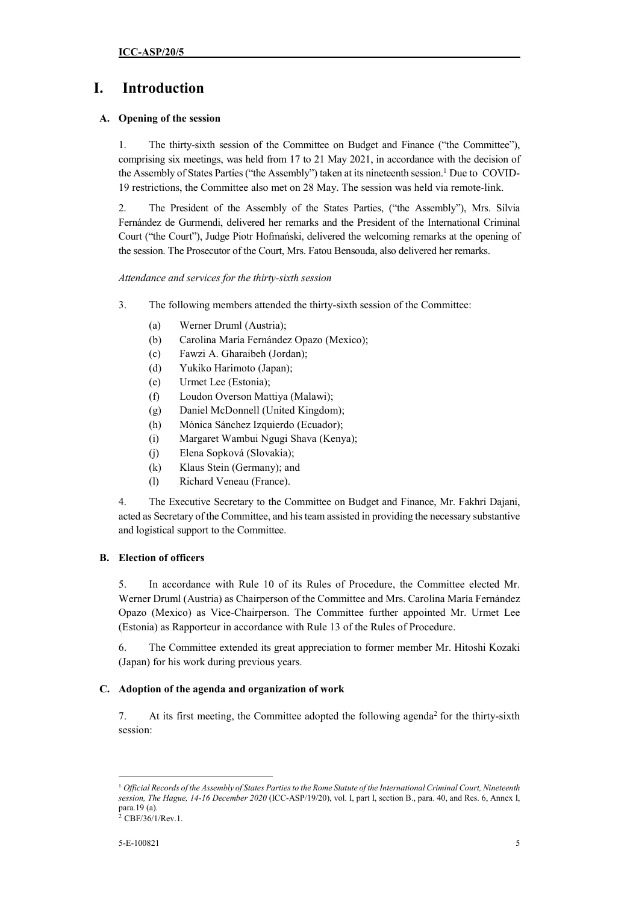# I. Introduction

## A. Opening of the session

1. The thirty-sixth session of the Committee on Budget and Finance ("the Committee"), comprising six meetings, was held from 17 to 21 May 2021, in accordance with the decision of the Assembly of States Parties ("the Assembly") taken at its nineteenth session.[1] Due to COVID-19 restrictions, the Committee also met on 28 May. The session was held via remote-link.

2. The President of the Assembly of the States Parties, ("the Assembly"), Mrs. Silvia Fernández de Gurmendi, delivered her remarks and the President of the International Criminal Court ("the Court"), Judge Piotr Hofmański, delivered the welcoming remarks at the opening of the session. The Prosecutor of the Court, Mrs. Fatou Bensouda, also delivered her remarks.

*Attendance and services for the thirty-sixth session*

3. The following members attended the thirty-sixth session of the Committee:

(a) Werner Druml (Austria);

(b) Carolina María Fernández Opazo (Mexico);

(c) Fawzi A. Gharaibeh (Jordan);

(d) Yukiko Harimoto (Japan);

(e) Urmet Lee (Estonia);

(f) Loudon Overson Mattiya (Malawi);

(g) Daniel McDonnell (United Kingdom);

(h) Mónica Sánchez Izquierdo (Ecuador);

(i) Margaret Wambui Ngugi Shava (Kenya);

(j) Elena Sopková (Slovakia);

(k) Klaus Stein (Germany); and

(l) Richard Veneau (France).

4. The Executive Secretary to the Committee on Budget and Finance, Mr. Fakhri Dajani, acted as Secretary of the Committee, and his team assisted in providing the necessary substantive and logistical support to the Committee.

## B. Election of officers

5. In accordance with Rule 10 of its Rules of Procedure, the Committee elected Mr. Werner Druml (Austria) as Chairperson of the Committee and Mrs. Carolina María Fernández Opazo (Mexico) as Vice-Chairperson. The Committee further appointed Mr. Urmet Lee (Estonia) as Rapporteur in accordance with Rule 13 of the Rules of Procedure.

6. The Committee extended its great appreciation to former member Mr. Hitoshi Kozaki (Japan) for his work during previous years.

## C. Adoption of the agenda and organization of work

7. At its first meeting, the Committee adopted the following agenda[2] for the thirty-sixth session:

---

[1] *Official Records of the Assembly of States Parties to the Rome Statute of the International Criminal Court, Nineteenth session, The Hague, 14-16 December 2020* (ICC-ASP/19/20), vol. I, part I, section B., para. 40, and Res. 6, Annex I, para.19 (a).

[2] CBF/36/1/Rev.1.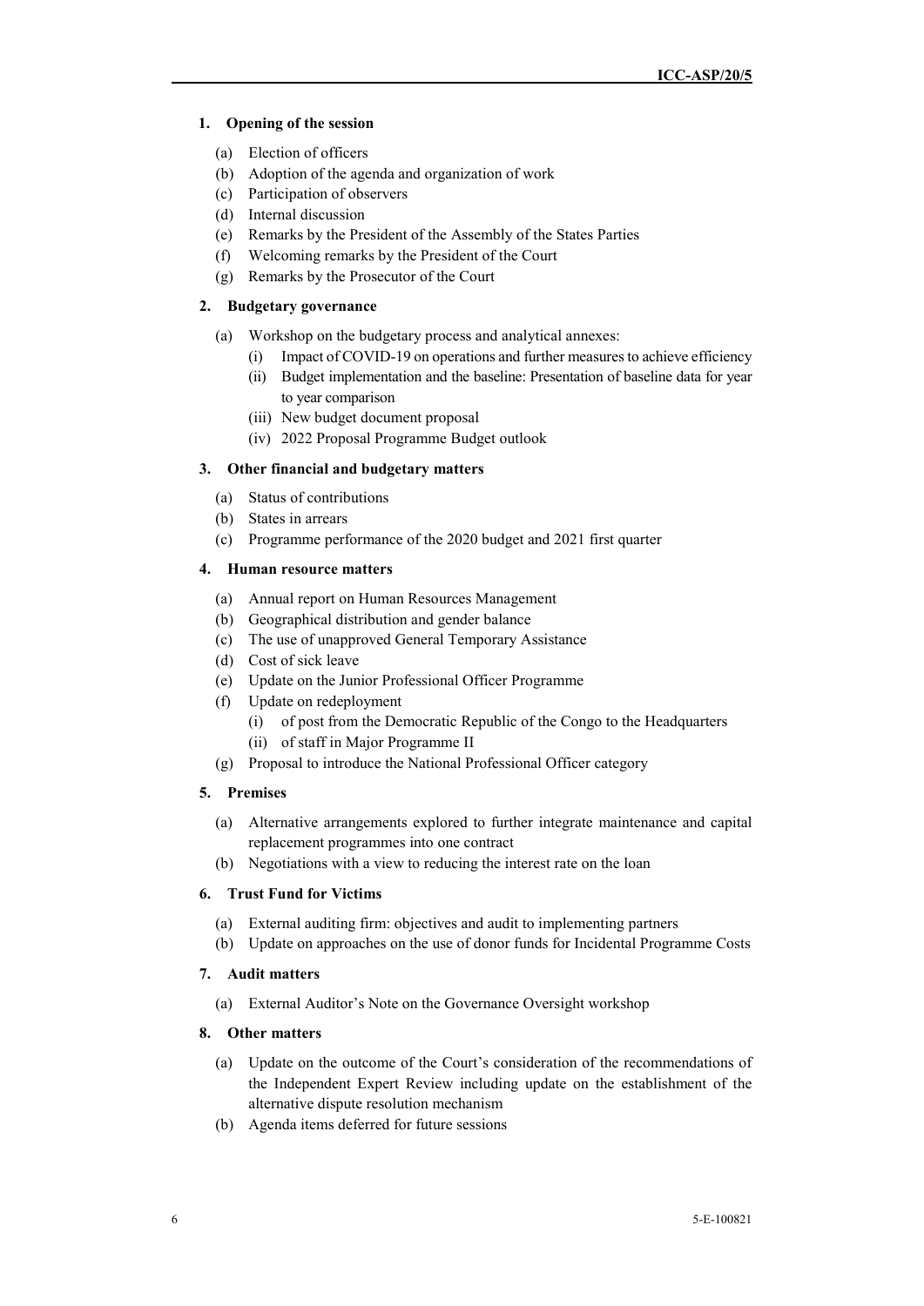1. **Opening of the session**

   (a) Election of officers

   (b) Adoption of the agenda and organization of work

   (c) Participation of observers

   (d) Internal discussion

   (e) Remarks by the President of the Assembly of the States Parties

   (f) Welcoming remarks by the President of the Court

   (g) Remarks by the Prosecutor of the Court

2. **Budgetary governance**

   (a) Workshop on the budgetary process and analytical annexes:

      (i) Impact of COVID-19 on operations and further measures to achieve efficiency

      (ii) Budget implementation and the baseline: Presentation of baseline data for year to year comparison

      (iii) New budget document proposal

      (iv) 2022 Proposal Programme Budget outlook

3. **Other financial and budgetary matters**

   (a) Status of contributions

   (b) States in arrears

   (c) Programme performance of the 2020 budget and 2021 first quarter

4. **Human resource matters**

   (a) Annual report on Human Resources Management

   (b) Geographical distribution and gender balance

   (c) The use of unapproved General Temporary Assistance

   (d) Cost of sick leave

   (e) Update on the Junior Professional Officer Programme

   (f) Update on redeployment

      (i) of post from the Democratic Republic of the Congo to the Headquarters

      (ii) of staff in Major Programme II

   (g) Proposal to introduce the National Professional Officer category

5. **Premises**

   (a) Alternative arrangements explored to further integrate maintenance and capital replacement programmes into one contract

   (b) Negotiations with a view to reducing the interest rate on the loan

6. **Trust Fund for Victims**

   (a) External auditing firm: objectives and audit to implementing partners

   (b) Update on approaches on the use of donor funds for Incidental Programme Costs

7. **Audit matters**

   (a) External Auditor's Note on the Governance Oversight workshop

8. **Other matters**

   (a) Update on the outcome of the Court's consideration of the recommendations of the Independent Expert Review including update on the establishment of the alternative dispute resolution mechanism

   (b) Agenda items deferred for future sessions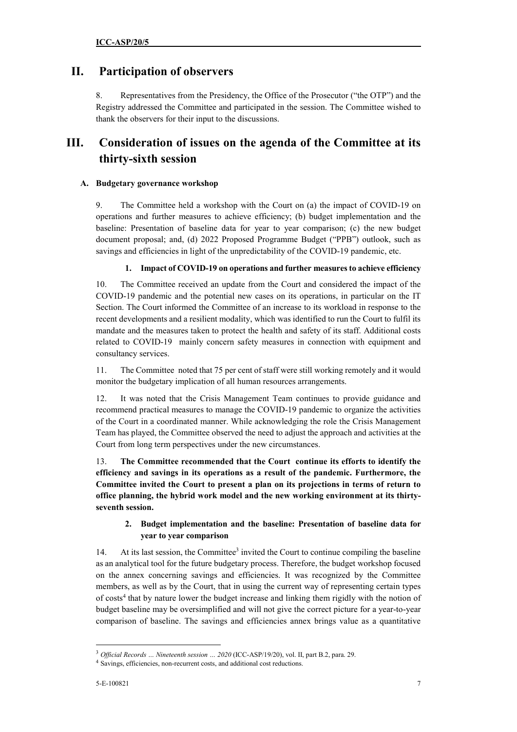## II. Participation of observers

8. Representatives from the Presidency, the Office of the Prosecutor ("the OTP") and the Registry addressed the Committee and participated in the session. The Committee wished to thank the observers for their input to the discussions.

## III. Consideration of issues on the agenda of the Committee at its thirty-sixth session

### A. Budgetary governance workshop

9. The Committee held a workshop with the Court on (a) the impact of COVID-19 on operations and further measures to achieve efficiency; (b) budget implementation and the baseline: Presentation of baseline data for year to year comparison; (c) the new budget document proposal; and, (d) 2022 Proposed Programme Budget ("PPB") outlook, such as savings and efficiencies in light of the unpredictability of the COVID-19 pandemic, etc.

#### 1. Impact of COVID-19 on operations and further measures to achieve efficiency

10. The Committee received an update from the Court and considered the impact of the COVID-19 pandemic and the potential new cases on its operations, in particular on the IT Section. The Court informed the Committee of an increase to its workload in response to the recent developments and a resilient modality, which was identified to run the Court to fulfil its mandate and the measures taken to protect the health and safety of its staff. Additional costs related to COVID-19 mainly concern safety measures in connection with equipment and consultancy services.

11. The Committee noted that 75 per cent of staff were still working remotely and it would monitor the budgetary implication of all human resources arrangements.

12. It was noted that the Crisis Management Team continues to provide guidance and recommend practical measures to manage the COVID-19 pandemic to organize the activities of the Court in a coordinated manner. While acknowledging the role the Crisis Management Team has played, the Committee observed the need to adjust the approach and activities at the Court from long term perspectives under the new circumstances.

13. **The Committee recommended that the Court continue its efforts to identify the efficiency and savings in its operations as a result of the pandemic. Furthermore, the Committee invited the Court to present a plan on its projections in terms of return to office planning, the hybrid work model and the new working environment at its thirty-seventh session.**

#### 2. Budget implementation and the baseline: Presentation of baseline data for year to year comparison

14. At its last session, the Committee[3] invited the Court to continue compiling the baseline as an analytical tool for the future budgetary process. Therefore, the budget workshop focused on the annex concerning savings and efficiencies. It was recognized by the Committee members, as well as by the Court, that in using the current way of representing certain types of costs[4] that by nature lower the budget increase and linking them rigidly with the notion of budget baseline may be oversimplified and will not give the correct picture for a year-to-year comparison of baseline. The savings and efficiencies annex brings value as a quantitative

---

[3] *Official Records … Nineteenth session … 2020* (ICC-ASP/19/20), vol. II, part B.2, para. 29.

[4] Savings, efficiencies, non-recurrent costs, and additional cost reductions.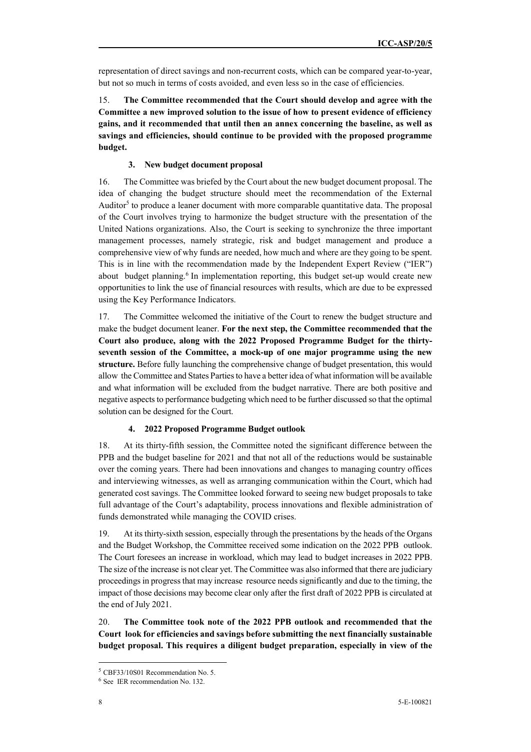representation of direct savings and non-recurrent costs, which can be compared year-to-year, but not so much in terms of costs avoided, and even less so in the case of efficiencies.

15. **The Committee recommended that the Court should develop and agree with the Committee a new improved solution to the issue of how to present evidence of efficiency gains, and it recommended that until then an annex concerning the baseline, as well as savings and efficiencies, should continue to be provided with the proposed programme budget.**

#### 3. New budget document proposal

16. The Committee was briefed by the Court about the new budget document proposal. The idea of changing the budget structure should meet the recommendation of the External Auditor[5] to produce a leaner document with more comparable quantitative data. The proposal of the Court involves trying to harmonize the budget structure with the presentation of the United Nations organizations. Also, the Court is seeking to synchronize the three important management processes, namely strategic, risk and budget management and produce a comprehensive view of why funds are needed, how much and where are they going to be spent. This is in line with the recommendation made by the Independent Expert Review ("IER") about budget planning.[6] In implementation reporting, this budget set-up would create new opportunities to link the use of financial resources with results, which are due to be expressed using the Key Performance Indicators.

17. The Committee welcomed the initiative of the Court to renew the budget structure and make the budget document leaner. **For the next step, the Committee recommended that the Court also produce, along with the 2022 Proposed Programme Budget for the thirty-seventh session of the Committee, a mock-up of one major programme using the new structure.** Before fully launching the comprehensive change of budget presentation, this would allow the Committee and States Parties to have a better idea of what information will be available and what information will be excluded from the budget narrative. There are both positive and negative aspects to performance budgeting which need to be further discussed so that the optimal solution can be designed for the Court.

#### 4. 2022 Proposed Programme Budget outlook

18. At its thirty-fifth session, the Committee noted the significant difference between the PPB and the budget baseline for 2021 and that not all of the reductions would be sustainable over the coming years. There had been innovations and changes to managing country offices and interviewing witnesses, as well as arranging communication within the Court, which had generated cost savings. The Committee looked forward to seeing new budget proposals to take full advantage of the Court's adaptability, process innovations and flexible administration of funds demonstrated while managing the COVID crises.

19. At its thirty-sixth session, especially through the presentations by the heads of the Organs and the Budget Workshop, the Committee received some indication on the 2022 PPB outlook. The Court foresees an increase in workload, which may lead to budget increases in 2022 PPB. The size of the increase is not clear yet. The Committee was also informed that there are judiciary proceedings in progress that may increase resource needs significantly and due to the timing, the impact of those decisions may become clear only after the first draft of 2022 PPB is circulated at the end of July 2021.

20. **The Committee took note of the 2022 PPB outlook and recommended that the Court look for efficiencies and savings before submitting the next financially sustainable budget proposal. This requires a diligent budget preparation, especially in view of the**

---

[5] CBF33/10S01 Recommendation No. 5.

[6] See IER recommendation No. 132.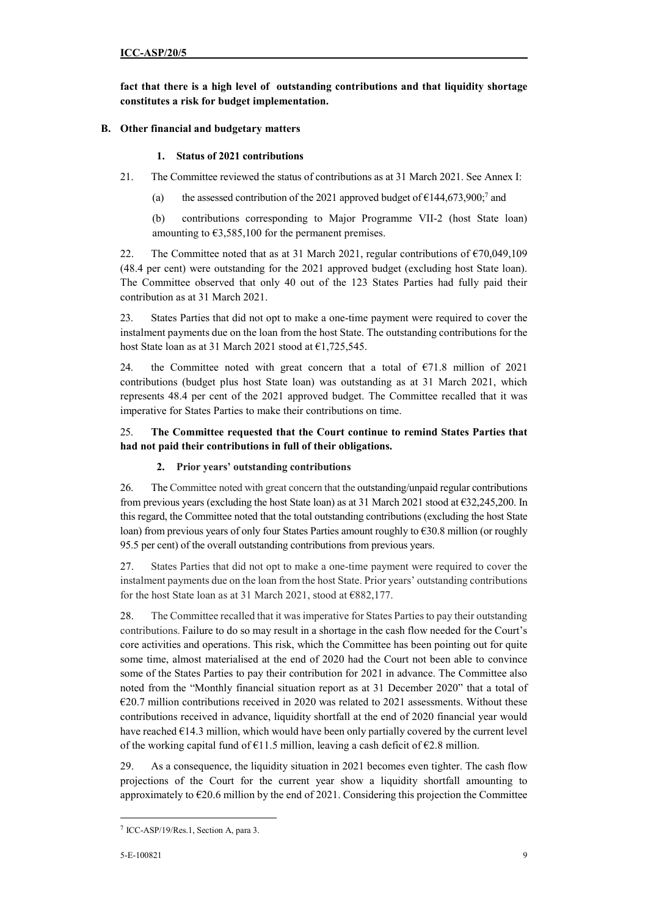**fact that there is a high level of outstanding contributions and that liquidity shortage constitutes a risk for budget implementation.**

## B. Other financial and budgetary matters

### 1. Status of 2021 contributions

21. The Committee reviewed the status of contributions as at 31 March 2021. See Annex I:

(a) the assessed contribution of the 2021 approved budget of €144,673,900;[7] and

(b) contributions corresponding to Major Programme VII-2 (host State loan) amounting to €3,585,100 for the permanent premises.

22. The Committee noted that as at 31 March 2021, regular contributions of €70,049,109 (48.4 per cent) were outstanding for the 2021 approved budget (excluding host State loan). The Committee observed that only 40 out of the 123 States Parties had fully paid their contribution as at 31 March 2021.

23. States Parties that did not opt to make a one-time payment were required to cover the instalment payments due on the loan from the host State. The outstanding contributions for the host State loan as at 31 March 2021 stood at €1,725,545.

24. the Committee noted with great concern that a total of €71.8 million of 2021 contributions (budget plus host State loan) was outstanding as at 31 March 2021, which represents 48.4 per cent of the 2021 approved budget. The Committee recalled that it was imperative for States Parties to make their contributions on time.

25. **The Committee requested that the Court continue to remind States Parties that had not paid their contributions in full of their obligations.**

### 2. Prior years' outstanding contributions

26. The Committee noted with great concern that the outstanding/unpaid regular contributions from previous years (excluding the host State loan) as at 31 March 2021 stood at €32,245,200. In this regard, the Committee noted that the total outstanding contributions (excluding the host State loan) from previous years of only four States Parties amount roughly to €30.8 million (or roughly 95.5 per cent) of the overall outstanding contributions from previous years.

27. States Parties that did not opt to make a one-time payment were required to cover the instalment payments due on the loan from the host State. Prior years' outstanding contributions for the host State loan as at 31 March 2021, stood at €882,177.

28. The Committee recalled that it was imperative for States Parties to pay their outstanding contributions. Failure to do so may result in a shortage in the cash flow needed for the Court's core activities and operations. This risk, which the Committee has been pointing out for quite some time, almost materialised at the end of 2020 had the Court not been able to convince some of the States Parties to pay their contribution for 2021 in advance. The Committee also noted from the "Monthly financial situation report as at 31 December 2020" that a total of €20.7 million contributions received in 2020 was related to 2021 assessments. Without these contributions received in advance, liquidity shortfall at the end of 2020 financial year would have reached €14.3 million, which would have been only partially covered by the current level of the working capital fund of €11.5 million, leaving a cash deficit of €2.8 million.

29. As a consequence, the liquidity situation in 2021 becomes even tighter. The cash flow projections of the Court for the current year show a liquidity shortfall amounting to approximately to €20.6 million by the end of 2021. Considering this projection the Committee

---

[7] ICC-ASP/19/Res.1, Section A, para 3.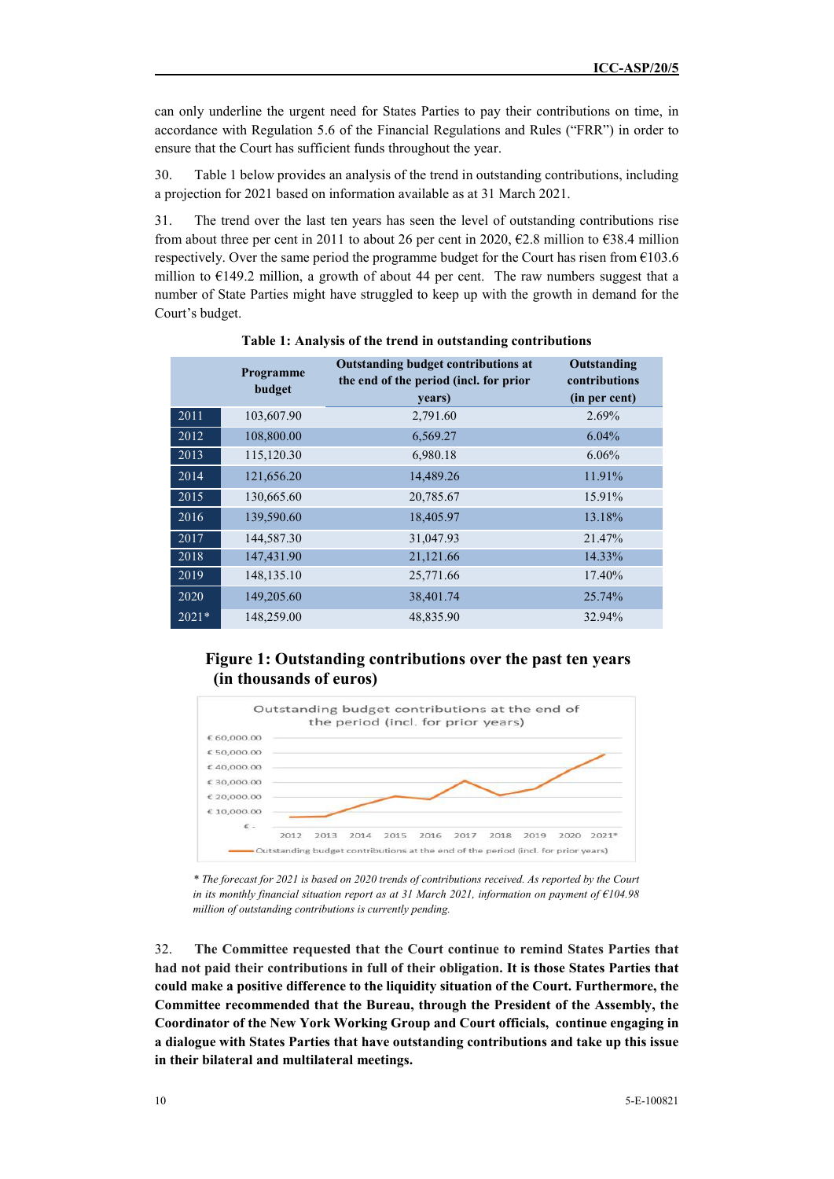can only underline the urgent need for States Parties to pay their contributions on time, in accordance with Regulation 5.6 of the Financial Regulations and Rules ("FRR") in order to ensure that the Court has sufficient funds throughout the year.

30. Table 1 below provides an analysis of the trend in outstanding contributions, including a projection for 2021 based on information available as at 31 March 2021.

31. The trend over the last ten years has seen the level of outstanding contributions rise from about three per cent in 2011 to about 26 per cent in 2020, €2.8 million to €38.4 million respectively. Over the same period the programme budget for the Court has risen from €103.6 million to €149.2 million, a growth of about 44 per cent. The raw numbers suggest that a number of State Parties might have struggled to keep up with the growth in demand for the Court's budget.

**Table 1: Analysis of the trend in outstanding contributions**

| | Programme budget | Outstanding budget contributions at the end of the period (incl. for prior years) | Outstanding contributions (in per cent) |
|---|---|---|---|
| 2011 | 103,607.90 | 2,791.60 | 2.69% |
| 2012 | 108,800.00 | 6,569.27 | 6.04% |
| 2013 | 115,120.30 | 6,980.18 | 6.06% |
| 2014 | 121,656.20 | 14,489.26 | 11.91% |
| 2015 | 130,665.60 | 20,785.67 | 15.91% |
| 2016 | 139,590.60 | 18,405.97 | 13.18% |
| 2017 | 144,587.30 | 31,047.93 | 21.47% |
| 2018 | 147,431.90 | 21,121.66 | 14.33% |
| 2019 | 148,135.10 | 25,771.66 | 17.40% |
| 2020 | 149,205.60 | 38,401.74 | 25.74% |
| 2021* | 148,259.00 | 48,835.90 | 32.94% |

**Figure 1: Outstanding contributions over the past ten years (in thousands of euros)**

*\* The forecast for 2021 is based on 2020 trends of contributions received. As reported by the Court in its monthly financial situation report as at 31 March 2021, information on payment of €104.98 million of outstanding contributions is currently pending.*

32. **The Committee requested that the Court continue to remind States Parties that had not paid their contributions in full of their obligation. It is those States Parties that could make a positive difference to the liquidity situation of the Court. Furthermore, the Committee recommended that the Bureau, through the President of the Assembly, the Coordinator of the New York Working Group and Court officials, continue engaging in a dialogue with States Parties that have outstanding contributions and take up this issue in their bilateral and multilateral meetings.**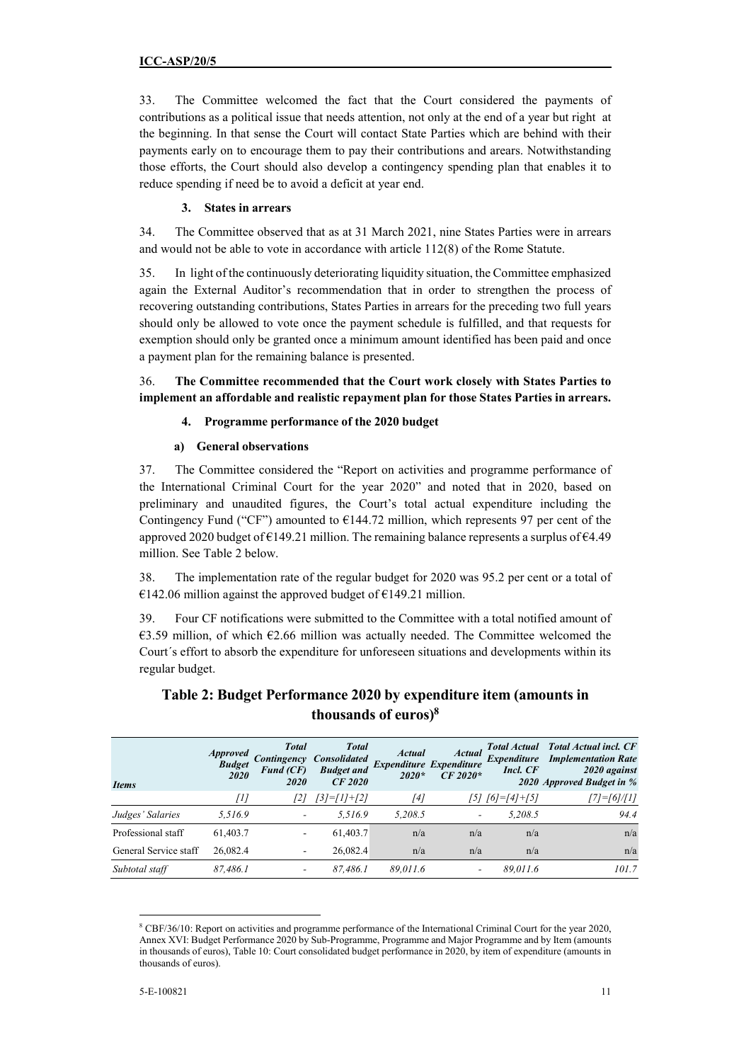33. The Committee welcomed the fact that the Court considered the payments of contributions as a political issue that needs attention, not only at the end of a year but right at the beginning. In that sense the Court will contact State Parties which are behind with their payments early on to encourage them to pay their contributions and arears. Notwithstanding those efforts, the Court should also develop a contingency spending plan that enables it to reduce spending if need be to avoid a deficit at year end.

### 3. States in arrears

34. The Committee observed that as at 31 March 2021, nine States Parties were in arrears and would not be able to vote in accordance with article 112(8) of the Rome Statute.

35. In light of the continuously deteriorating liquidity situation, the Committee emphasized again the External Auditor's recommendation that in order to strengthen the process of recovering outstanding contributions, States Parties in arrears for the preceding two full years should only be allowed to vote once the payment schedule is fulfilled, and that requests for exemption should only be granted once a minimum amount identified has been paid and once a payment plan for the remaining balance is presented.

36. **The Committee recommended that the Court work closely with States Parties to implement an affordable and realistic repayment plan for those States Parties in arrears.**

### 4. Programme performance of the 2020 budget

#### a) General observations

37. The Committee considered the "Report on activities and programme performance of the International Criminal Court for the year 2020" and noted that in 2020, based on preliminary and unaudited figures, the Court's total actual expenditure including the Contingency Fund ("CF") amounted to €144.72 million, which represents 97 per cent of the approved 2020 budget of €149.21 million. The remaining balance represents a surplus of €4.49 million. See Table 2 below.

38. The implementation rate of the regular budget for 2020 was 95.2 per cent or a total of €142.06 million against the approved budget of €149.21 million.

39. Four CF notifications were submitted to the Committee with a total notified amount of €3.59 million, of which €2.66 million was actually needed. The Committee welcomed the Court´s effort to absorb the expenditure for unforeseen situations and developments within its regular budget.

**Table 2: Budget Performance 2020 by expenditure item (amounts in thousands of euros)[8]**

| *Items* | *Approved Budget 2020* | *Total Contingency Fund (CF) 2020* | *Total Consolidated Budget and CF 2020* | *Actual Expenditure 2020\** | *Actual Expenditure CF 2020\** | *Total Actual Expenditure Incl. CF 2020* | *Total Actual incl. CF Implementation Rate 2020 against Approved Budget in %* |
|---|---|---|---|---|---|---|---|
| | *[1]* | *[2]* | *[3]=[1]+[2]* | *[4]* | *[5]* | *[6]=[4]+[5]* | *[7]=[6]/[1]* |
| *Judges' Salaries* | *5,516.9* | - | *5,516.9* | *5,208.5* | - | *5,208.5* | *94.4* |
| Professional staff | 61,403.7 | - | 61,403.7 | n/a | n/a | n/a | n/a |
| General Service staff | 26,082.4 | - | 26,082.4 | n/a | n/a | n/a | n/a |
| *Subtotal staff* | *87,486.1* | - | *87,486.1* | *89,011.6* | - | *89,011.6* | *101.7* |

[8] CBF/36/10: Report on activities and programme performance of the International Criminal Court for the year 2020, Annex XVI: Budget Performance 2020 by Sub-Programme, Programme and Major Programme and by Item (amounts in thousands of euros), Table 10: Court consolidated budget performance in 2020, by item of expenditure (amounts in thousands of euros).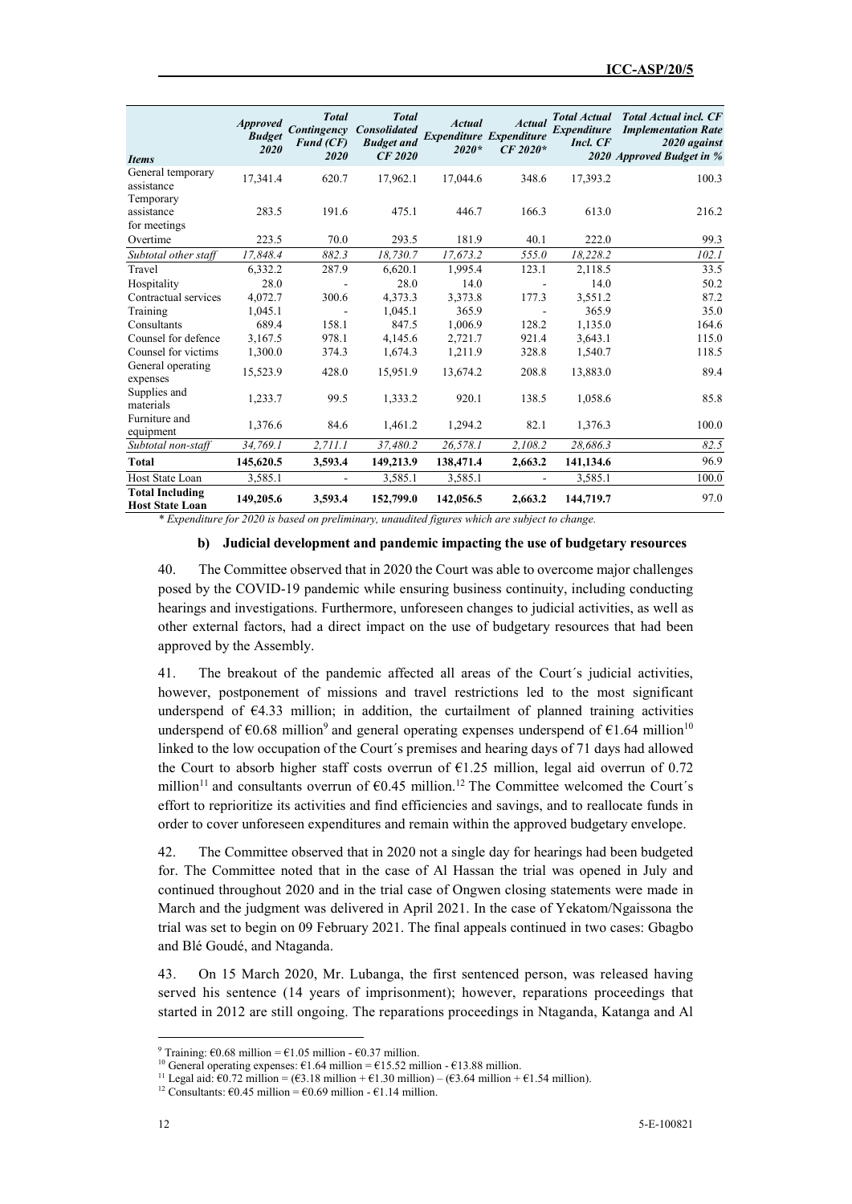| *Items* | *Approved Budget 2020* | *Total Contingency Fund (CF) 2020* | *Total Consolidated Budget and CF 2020* | *Actual Expenditure 2020** | *Actual Expenditure CF 2020** | *Total Actual Expenditure Incl. CF 2020* | *Total Actual incl. CF Implementation Rate 2020 against Approved Budget in %* |
|---|---|---|---|---|---|---|---|
| General temporary assistance | 17,341.4 | 620.7 | 17,962.1 | 17,044.6 | 348.6 | 17,393.2 | 100.3 |
| Temporary assistance for meetings | 283.5 | 191.6 | 475.1 | 446.7 | 166.3 | 613.0 | 216.2 |
| Overtime | 223.5 | 70.0 | 293.5 | 181.9 | 40.1 | 222.0 | 99.3 |
| *Subtotal other staff* | *17,848.4* | *882.3* | *18,730.7* | *17,673.2* | *555.0* | *18,228.2* | *102.1* |
| Travel | 6,332.2 | 287.9 | 6,620.1 | 1,995.4 | 123.1 | 2,118.5 | 33.5 |
| Hospitality | 28.0 | - | 28.0 | 14.0 | - | 14.0 | 50.2 |
| Contractual services | 4,072.7 | 300.6 | 4,373.3 | 3,373.8 | 177.3 | 3,551.2 | 87.2 |
| Training | 1,045.1 | - | 1,045.1 | 365.9 | - | 365.9 | 35.0 |
| Consultants | 689.4 | 158.1 | 847.5 | 1,006.9 | 128.2 | 1,135.0 | 164.6 |
| Counsel for defence | 3,167.5 | 978.1 | 4,145.6 | 2,721.7 | 921.4 | 3,643.1 | 115.0 |
| Counsel for victims | 1,300.0 | 374.3 | 1,674.3 | 1,211.9 | 328.8 | 1,540.7 | 118.5 |
| General operating expenses | 15,523.9 | 428.0 | 15,951.9 | 13,674.2 | 208.8 | 13,883.0 | 89.4 |
| Supplies and materials | 1,233.7 | 99.5 | 1,333.2 | 920.1 | 138.5 | 1,058.6 | 85.8 |
| Furniture and equipment | 1,376.6 | 84.6 | 1,461.2 | 1,294.2 | 82.1 | 1,376.3 | 100.0 |
| *Subtotal non-staff* | *34,769.1* | *2,711.1* | *37,480.2* | *26,578.1* | *2,108.2* | *28,686.3* | *82.5* |
| **Total** | **145,620.5** | **3,593.4** | **149,213.9** | **138,471.4** | **2,663.2** | **141,134.6** | 96.9 |
| Host State Loan | 3,585.1 | - | 3,585.1 | 3,585.1 | - | 3,585.1 | 100.0 |
| **Total Including Host State Loan** | **149,205.6** | **3,593.4** | **152,799.0** | **142,056.5** | **2,663.2** | **144,719.7** | 97.0 |

*\* Expenditure for 2020 is based on preliminary, unaudited figures which are subject to change.*

### b) Judicial development and pandemic impacting the use of budgetary resources

40. The Committee observed that in 2020 the Court was able to overcome major challenges posed by the COVID-19 pandemic while ensuring business continuity, including conducting hearings and investigations. Furthermore, unforeseen changes to judicial activities, as well as other external factors, had a direct impact on the use of budgetary resources that had been approved by the Assembly.

41. The breakout of the pandemic affected all areas of the Court´s judicial activities, however, postponement of missions and travel restrictions led to the most significant underspend of €4.33 million; in addition, the curtailment of planned training activities underspend of €0.68 million[9] and general operating expenses underspend of €1.64 million[10] linked to the low occupation of the Court´s premises and hearing days of 71 days had allowed the Court to absorb higher staff costs overrun of €1.25 million, legal aid overrun of 0.72 million[11] and consultants overrun of €0.45 million.[12] The Committee welcomed the Court´s effort to reprioritize its activities and find efficiencies and savings, and to reallocate funds in order to cover unforeseen expenditures and remain within the approved budgetary envelope.

42. The Committee observed that in 2020 not a single day for hearings had been budgeted for. The Committee noted that in the case of Al Hassan the trial was opened in July and continued throughout 2020 and in the trial case of Ongwen closing statements were made in March and the judgment was delivered in April 2021. In the case of Yekatom/Ngaissona the trial was set to begin on 09 February 2021. The final appeals continued in two cases: Gbagbo and Blé Goudé, and Ntaganda.

43. On 15 March 2020, Mr. Lubanga, the first sentenced person, was released having served his sentence (14 years of imprisonment); however, reparations proceedings that started in 2012 are still ongoing. The reparations proceedings in Ntaganda, Katanga and Al

---

[9] Training: €0.68 million = €1.05 million - €0.37 million.

[10] General operating expenses: €1.64 million = €15.52 million - €13.88 million.

[11] Legal aid: €0.72 million = (€3.18 million + €1.30 million) – (€3.64 million + €1.54 million).

[12] Consultants: €0.45 million = €0.69 million - €1.14 million.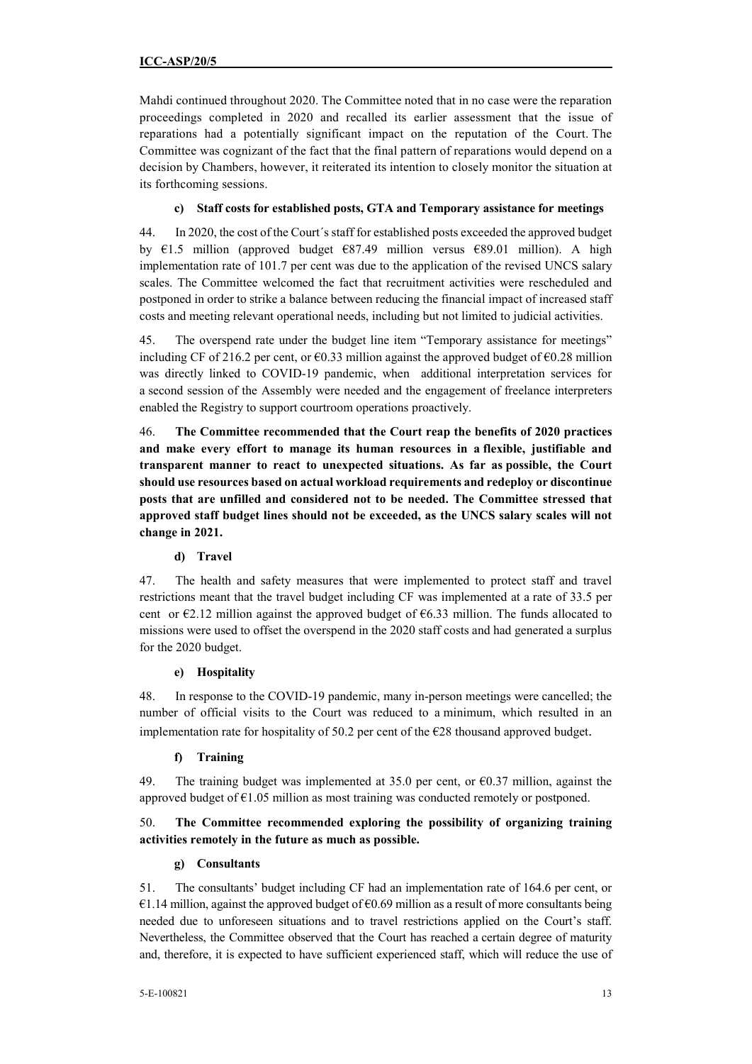Mahdi continued throughout 2020. The Committee noted that in no case were the reparation proceedings completed in 2020 and recalled its earlier assessment that the issue of reparations had a potentially significant impact on the reputation of the Court. The Committee was cognizant of the fact that the final pattern of reparations would depend on a decision by Chambers, however, it reiterated its intention to closely monitor the situation at its forthcoming sessions.

#### c) Staff costs for established posts, GTA and Temporary assistance for meetings

44. In 2020, the cost of the Court´s staff for established posts exceeded the approved budget by €1.5 million (approved budget €87.49 million versus €89.01 million). A high implementation rate of 101.7 per cent was due to the application of the revised UNCS salary scales. The Committee welcomed the fact that recruitment activities were rescheduled and postponed in order to strike a balance between reducing the financial impact of increased staff costs and meeting relevant operational needs, including but not limited to judicial activities.

45. The overspend rate under the budget line item "Temporary assistance for meetings" including CF of 216.2 per cent, or €0.33 million against the approved budget of €0.28 million was directly linked to COVID-19 pandemic, when additional interpretation services for a second session of the Assembly were needed and the engagement of freelance interpreters enabled the Registry to support courtroom operations proactively.

46. **The Committee recommended that the Court reap the benefits of 2020 practices and make every effort to manage its human resources in a flexible, justifiable and transparent manner to react to unexpected situations. As far as possible, the Court should use resources based on actual workload requirements and redeploy or discontinue posts that are unfilled and considered not to be needed. The Committee stressed that approved staff budget lines should not be exceeded, as the UNCS salary scales will not change in 2021.**

#### d) Travel

47. The health and safety measures that were implemented to protect staff and travel restrictions meant that the travel budget including CF was implemented at a rate of 33.5 per cent or €2.12 million against the approved budget of €6.33 million. The funds allocated to missions were used to offset the overspend in the 2020 staff costs and had generated a surplus for the 2020 budget.

#### e) Hospitality

48. In response to the COVID-19 pandemic, many in-person meetings were cancelled; the number of official visits to the Court was reduced to a minimum, which resulted in an implementation rate for hospitality of 50.2 per cent of the €28 thousand approved budget.

#### f) Training

49. The training budget was implemented at 35.0 per cent, or €0.37 million, against the approved budget of €1.05 million as most training was conducted remotely or postponed.

50. **The Committee recommended exploring the possibility of organizing training activities remotely in the future as much as possible.**

#### g) Consultants

51. The consultants' budget including CF had an implementation rate of 164.6 per cent, or €1.14 million, against the approved budget of €0.69 million as a result of more consultants being needed due to unforeseen situations and to travel restrictions applied on the Court's staff. Nevertheless, the Committee observed that the Court has reached a certain degree of maturity and, therefore, it is expected to have sufficient experienced staff, which will reduce the use of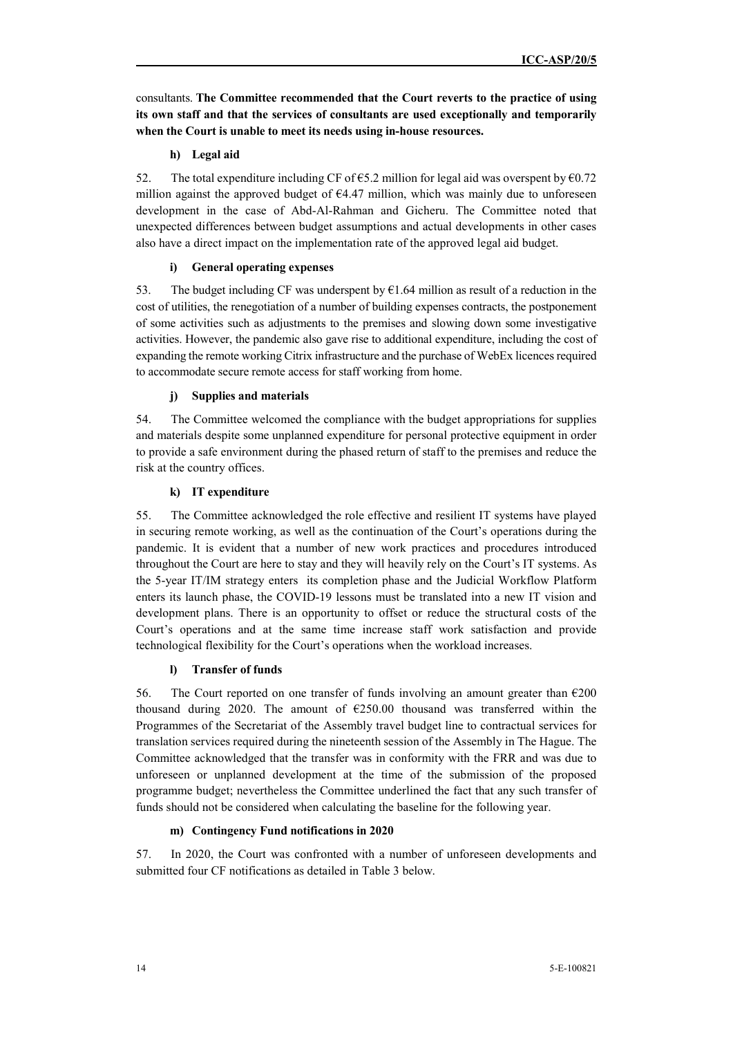consultants. **The Committee recommended that the Court reverts to the practice of using its own staff and that the services of consultants are used exceptionally and temporarily when the Court is unable to meet its needs using in-house resources.**

#### h) Legal aid

52. The total expenditure including CF of €5.2 million for legal aid was overspent by €0.72 million against the approved budget of €4.47 million, which was mainly due to unforeseen development in the case of Abd-Al-Rahman and Gicheru. The Committee noted that unexpected differences between budget assumptions and actual developments in other cases also have a direct impact on the implementation rate of the approved legal aid budget.

#### i) General operating expenses

53. The budget including CF was underspent by €1.64 million as result of a reduction in the cost of utilities, the renegotiation of a number of building expenses contracts, the postponement of some activities such as adjustments to the premises and slowing down some investigative activities. However, the pandemic also gave rise to additional expenditure, including the cost of expanding the remote working Citrix infrastructure and the purchase of WebEx licences required to accommodate secure remote access for staff working from home.

#### j) Supplies and materials

54. The Committee welcomed the compliance with the budget appropriations for supplies and materials despite some unplanned expenditure for personal protective equipment in order to provide a safe environment during the phased return of staff to the premises and reduce the risk at the country offices.

#### k) IT expenditure

55. The Committee acknowledged the role effective and resilient IT systems have played in securing remote working, as well as the continuation of the Court's operations during the pandemic. It is evident that a number of new work practices and procedures introduced throughout the Court are here to stay and they will heavily rely on the Court's IT systems. As the 5-year IT/IM strategy enters its completion phase and the Judicial Workflow Platform enters its launch phase, the COVID-19 lessons must be translated into a new IT vision and development plans. There is an opportunity to offset or reduce the structural costs of the Court's operations and at the same time increase staff work satisfaction and provide technological flexibility for the Court's operations when the workload increases.

#### l) Transfer of funds

56. The Court reported on one transfer of funds involving an amount greater than €200 thousand during 2020. The amount of €250.00 thousand was transferred within the Programmes of the Secretariat of the Assembly travel budget line to contractual services for translation services required during the nineteenth session of the Assembly in The Hague. The Committee acknowledged that the transfer was in conformity with the FRR and was due to unforeseen or unplanned development at the time of the submission of the proposed programme budget; nevertheless the Committee underlined the fact that any such transfer of funds should not be considered when calculating the baseline for the following year.

#### m) Contingency Fund notifications in 2020

57. In 2020, the Court was confronted with a number of unforeseen developments and submitted four CF notifications as detailed in Table 3 below.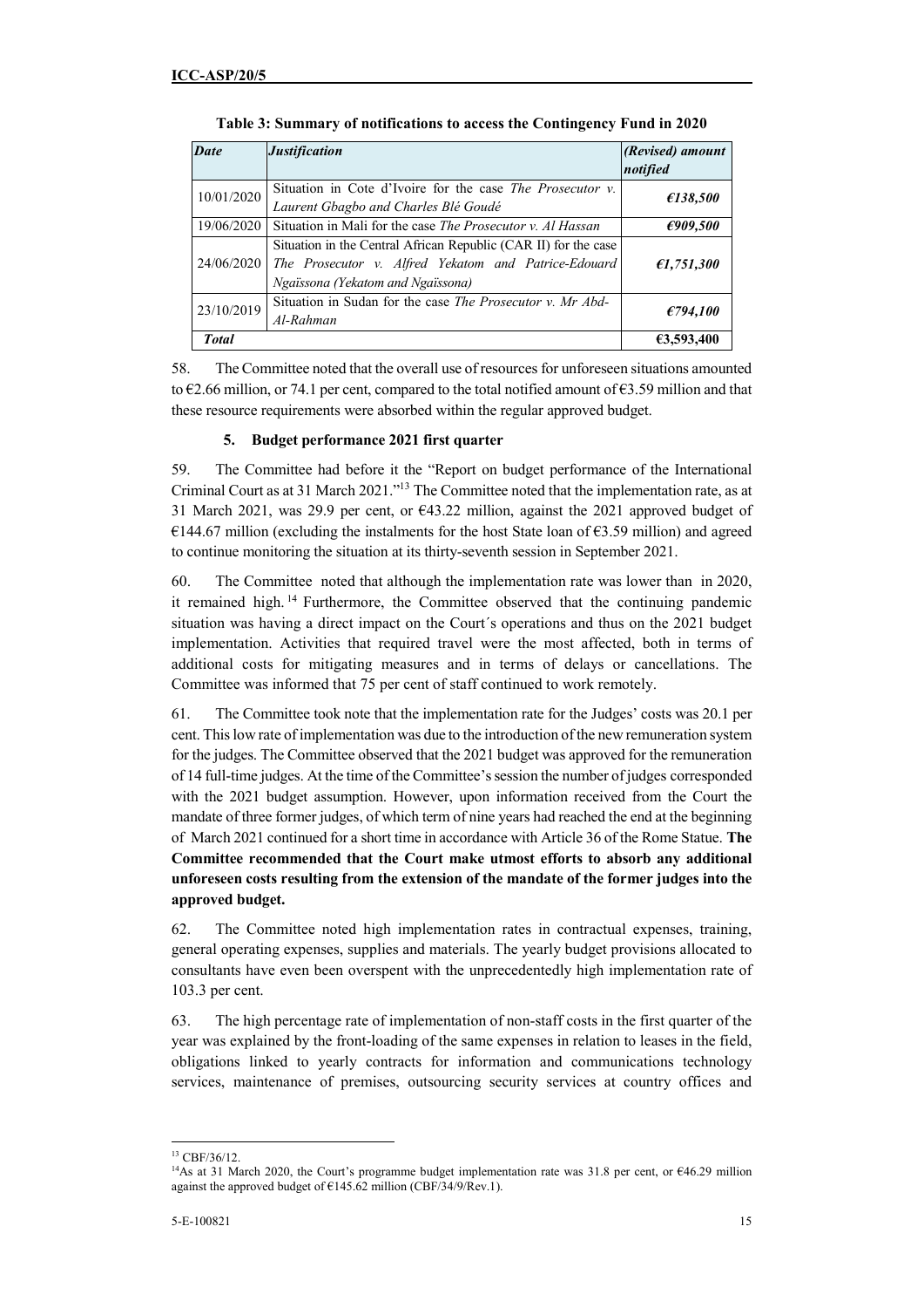**Table 3: Summary of notifications to access the Contingency Fund in 2020**

| *Date* | *Justification* | *(Revised) amount notified* |
|---|---|---|
| 10/01/2020 | Situation in Cote d'Ivoire for the case *The Prosecutor v. Laurent Gbagbo and Charles Blé Goudé* | *€138,500* |
| 19/06/2020 | Situation in Mali for the case *The Prosecutor v. Al Hassan* | *€909,500* |
| 24/06/2020 | Situation in the Central African Republic (CAR II) for the case *The Prosecutor v. Alfred Yekatom and Patrice-Edouard Ngaïssona (Yekatom and Ngaïssona)* | *€1,751,300* |
| 23/10/2019 | Situation in Sudan for the case *The Prosecutor v. Mr Abd-Al-Rahman* | *€794,100* |
| ***Total*** | | **€3,593,400** |

58. The Committee noted that the overall use of resources for unforeseen situations amounted to €2.66 million, or 74.1 per cent, compared to the total notified amount of €3.59 million and that these resource requirements were absorbed within the regular approved budget.

### 5. Budget performance 2021 first quarter

59. The Committee had before it the "Report on budget performance of the International Criminal Court as at 31 March 2021."[13] The Committee noted that the implementation rate, as at 31 March 2021, was 29.9 per cent, or €43.22 million, against the 2021 approved budget of €144.67 million (excluding the instalments for the host State loan of €3.59 million) and agreed to continue monitoring the situation at its thirty-seventh session in September 2021.

60. The Committee noted that although the implementation rate was lower than in 2020, it remained high.[14] Furthermore, the Committee observed that the continuing pandemic situation was having a direct impact on the Court´s operations and thus on the 2021 budget implementation. Activities that required travel were the most affected, both in terms of additional costs for mitigating measures and in terms of delays or cancellations. The Committee was informed that 75 per cent of staff continued to work remotely.

61. The Committee took note that the implementation rate for the Judges' costs was 20.1 per cent. This low rate of implementation was due to the introduction of the new remuneration system for the judges. The Committee observed that the 2021 budget was approved for the remuneration of 14 full-time judges. At the time of the Committee's session the number of judges corresponded with the 2021 budget assumption. However, upon information received from the Court the mandate of three former judges, of which term of nine years had reached the end at the beginning of March 2021 continued for a short time in accordance with Article 36 of the Rome Statue. **The Committee recommended that the Court make utmost efforts to absorb any additional unforeseen costs resulting from the extension of the mandate of the former judges into the approved budget.**

62. The Committee noted high implementation rates in contractual expenses, training, general operating expenses, supplies and materials. The yearly budget provisions allocated to consultants have even been overspent with the unprecedentedly high implementation rate of 103.3 per cent.

63. The high percentage rate of implementation of non-staff costs in the first quarter of the year was explained by the front-loading of the same expenses in relation to leases in the field, obligations linked to yearly contracts for information and communications technology services, maintenance of premises, outsourcing security services at country offices and

[13] CBF/36/12.

[14] As at 31 March 2020, the Court's programme budget implementation rate was 31.8 per cent, or €46.29 million against the approved budget of €145.62 million (CBF/34/9/Rev.1).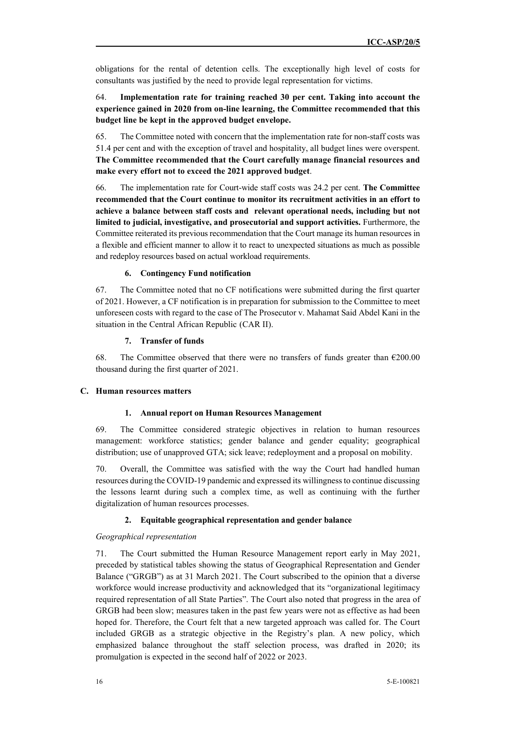obligations for the rental of detention cells. The exceptionally high level of costs for consultants was justified by the need to provide legal representation for victims.

64. **Implementation rate for training reached 30 per cent. Taking into account the experience gained in 2020 from on-line learning, the Committee recommended that this budget line be kept in the approved budget envelope.**

65. The Committee noted with concern that the implementation rate for non-staff costs was 51.4 per cent and with the exception of travel and hospitality, all budget lines were overspent. **The Committee recommended that the Court carefully manage financial resources and make every effort not to exceed the 2021 approved budget**.

66. The implementation rate for Court-wide staff costs was 24.2 per cent. **The Committee recommended that the Court continue to monitor its recruitment activities in an effort to achieve a balance between staff costs and relevant operational needs, including but not limited to judicial, investigative, and prosecutorial and support activities.** Furthermore, the Committee reiterated its previous recommendation that the Court manage its human resources in a flexible and efficient manner to allow it to react to unexpected situations as much as possible and redeploy resources based on actual workload requirements.

#### 6. Contingency Fund notification

67. The Committee noted that no CF notifications were submitted during the first quarter of 2021. However, a CF notification is in preparation for submission to the Committee to meet unforeseen costs with regard to the case of The Prosecutor v. Mahamat Said Abdel Kani in the situation in the Central African Republic (CAR II).

#### 7. Transfer of funds

68. The Committee observed that there were no transfers of funds greater than €200.00 thousand during the first quarter of 2021.

### C. Human resources matters

#### 1. Annual report on Human Resources Management

69. The Committee considered strategic objectives in relation to human resources management: workforce statistics; gender balance and gender equality; geographical distribution; use of unapproved GTA; sick leave; redeployment and a proposal on mobility.

70. Overall, the Committee was satisfied with the way the Court had handled human resources during the COVID-19 pandemic and expressed its willingness to continue discussing the lessons learnt during such a complex time, as well as continuing with the further digitalization of human resources processes.

#### 2. Equitable geographical representation and gender balance

*Geographical representation*

71. The Court submitted the Human Resource Management report early in May 2021, preceded by statistical tables showing the status of Geographical Representation and Gender Balance ("GRGB") as at 31 March 2021. The Court subscribed to the opinion that a diverse workforce would increase productivity and acknowledged that its "organizational legitimacy required representation of all State Parties". The Court also noted that progress in the area of GRGB had been slow; measures taken in the past few years were not as effective as had been hoped for. Therefore, the Court felt that a new targeted approach was called for. The Court included GRGB as a strategic objective in the Registry's plan. A new policy, which emphasized balance throughout the staff selection process, was drafted in 2020; its promulgation is expected in the second half of 2022 or 2023.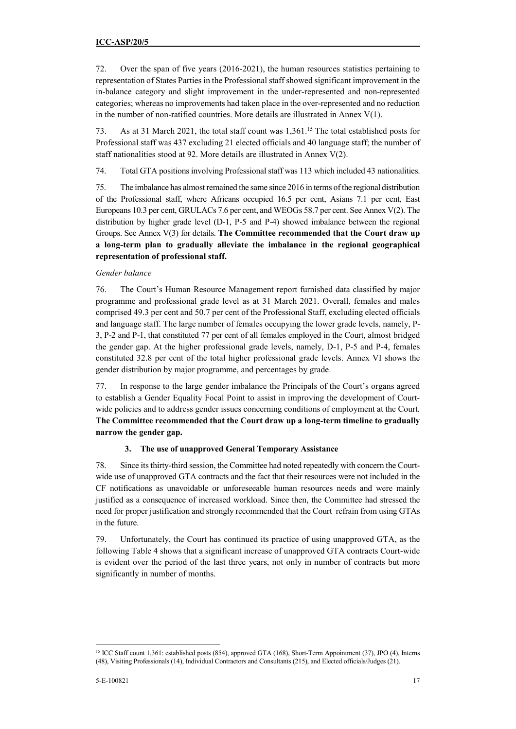72. Over the span of five years (2016-2021), the human resources statistics pertaining to representation of States Parties in the Professional staff showed significant improvement in the in-balance category and slight improvement in the under-represented and non-represented categories; whereas no improvements had taken place in the over-represented and no reduction in the number of non-ratified countries. More details are illustrated in Annex V(1).

73. As at 31 March 2021, the total staff count was 1,361.[15] The total established posts for Professional staff was 437 excluding 21 elected officials and 40 language staff; the number of staff nationalities stood at 92. More details are illustrated in Annex V(2).

74. Total GTA positions involving Professional staff was 113 which included 43 nationalities.

75. The imbalance has almost remained the same since 2016 in terms of the regional distribution of the Professional staff, where Africans occupied 16.5 per cent, Asians 7.1 per cent, East Europeans 10.3 per cent, GRULACs 7.6 per cent, and WEOGs 58.7 per cent. See Annex V(2). The distribution by higher grade level (D-1, P-5 and P-4) showed imbalance between the regional Groups. See Annex V(3) for details. **The Committee recommended that the Court draw up a long-term plan to gradually alleviate the imbalance in the regional geographical representation of professional staff.**

*Gender balance*

76. The Court's Human Resource Management report furnished data classified by major programme and professional grade level as at 31 March 2021. Overall, females and males comprised 49.3 per cent and 50.7 per cent of the Professional Staff, excluding elected officials and language staff. The large number of females occupying the lower grade levels, namely, P-3, P-2 and P-1, that constituted 77 per cent of all females employed in the Court, almost bridged the gender gap. At the higher professional grade levels, namely, D-1, P-5 and P-4, females constituted 32.8 per cent of the total higher professional grade levels. Annex VI shows the gender distribution by major programme, and percentages by grade.

77. In response to the large gender imbalance the Principals of the Court's organs agreed to establish a Gender Equality Focal Point to assist in improving the development of Court-wide policies and to address gender issues concerning conditions of employment at the Court. **The Committee recommended that the Court draw up a long-term timeline to gradually narrow the gender gap.**

### 3. The use of unapproved General Temporary Assistance

78. Since its thirty-third session, the Committee had noted repeatedly with concern the Court-wide use of unapproved GTA contracts and the fact that their resources were not included in the CF notifications as unavoidable or unforeseeable human resources needs and were mainly justified as a consequence of increased workload. Since then, the Committee had stressed the need for proper justification and strongly recommended that the Court refrain from using GTAs in the future.

79. Unfortunately, the Court has continued its practice of using unapproved GTA, as the following Table 4 shows that a significant increase of unapproved GTA contracts Court-wide is evident over the period of the last three years, not only in number of contracts but more significantly in number of months.

---

[15] ICC Staff count 1,361: established posts (854), approved GTA (168), Short-Term Appointment (37), JPO (4), Interns (48), Visiting Professionals (14), Individual Contractors and Consultants (215), and Elected officials/Judges (21).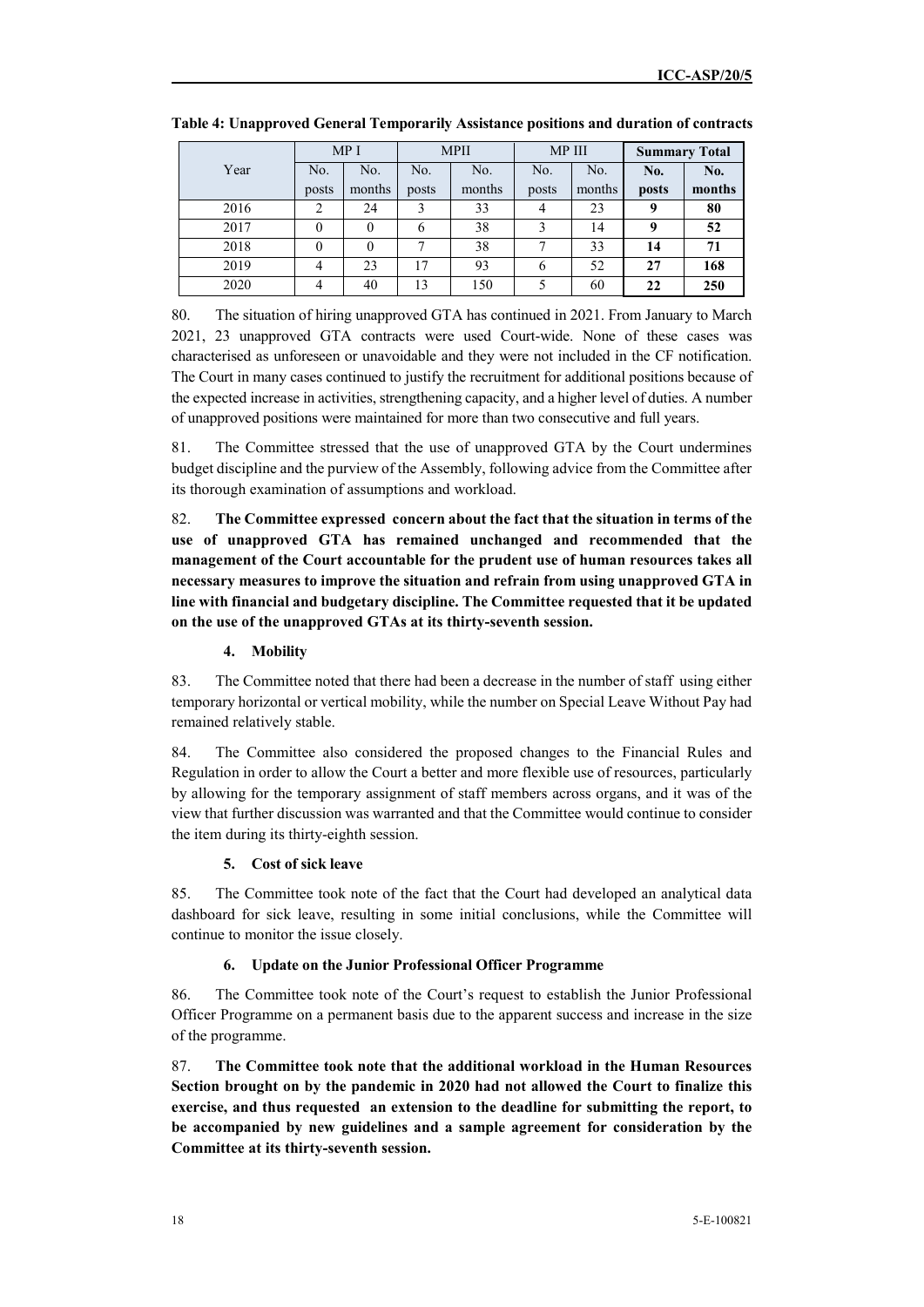**Table 4: Unapproved General Temporarily Assistance positions and duration of contracts**

| Year | MP I | | MPII | | MP III | | **Summary Total** | |
|---|---|---|---|---|---|---|---|---|
| | No. posts | No. months | No. posts | No. months | No. posts | No. months | **No. posts** | **No. months** |
| 2016 | 2 | 24 | 3 | 33 | 4 | 23 | **9** | **80** |
| 2017 | 0 | 0 | 6 | 38 | 3 | 14 | **9** | **52** |
| 2018 | 0 | 0 | 7 | 38 | 7 | 33 | **14** | **71** |
| 2019 | 4 | 23 | 17 | 93 | 6 | 52 | **27** | **168** |
| 2020 | 4 | 40 | 13 | 150 | 5 | 60 | **22** | **250** |

80. The situation of hiring unapproved GTA has continued in 2021. From January to March 2021, 23 unapproved GTA contracts were used Court-wide. None of these cases was characterised as unforeseen or unavoidable and they were not included in the CF notification. The Court in many cases continued to justify the recruitment for additional positions because of the expected increase in activities, strengthening capacity, and a higher level of duties. A number of unapproved positions were maintained for more than two consecutive and full years.

81. The Committee stressed that the use of unapproved GTA by the Court undermines budget discipline and the purview of the Assembly, following advice from the Committee after its thorough examination of assumptions and workload.

82. **The Committee expressed concern about the fact that the situation in terms of the use of unapproved GTA has remained unchanged and recommended that the management of the Court accountable for the prudent use of human resources takes all necessary measures to improve the situation and refrain from using unapproved GTA in line with financial and budgetary discipline. The Committee requested that it be updated on the use of the unapproved GTAs at its thirty-seventh session.**

#### 4. Mobility

83. The Committee noted that there had been a decrease in the number of staff using either temporary horizontal or vertical mobility, while the number on Special Leave Without Pay had remained relatively stable.

84. The Committee also considered the proposed changes to the Financial Rules and Regulation in order to allow the Court a better and more flexible use of resources, particularly by allowing for the temporary assignment of staff members across organs, and it was of the view that further discussion was warranted and that the Committee would continue to consider the item during its thirty-eighth session.

#### 5. Cost of sick leave

85. The Committee took note of the fact that the Court had developed an analytical data dashboard for sick leave, resulting in some initial conclusions, while the Committee will continue to monitor the issue closely.

#### 6. Update on the Junior Professional Officer Programme

86. The Committee took note of the Court's request to establish the Junior Professional Officer Programme on a permanent basis due to the apparent success and increase in the size of the programme.

87. **The Committee took note that the additional workload in the Human Resources Section brought on by the pandemic in 2020 had not allowed the Court to finalize this exercise, and thus requested an extension to the deadline for submitting the report, to be accompanied by new guidelines and a sample agreement for consideration by the Committee at its thirty-seventh session.**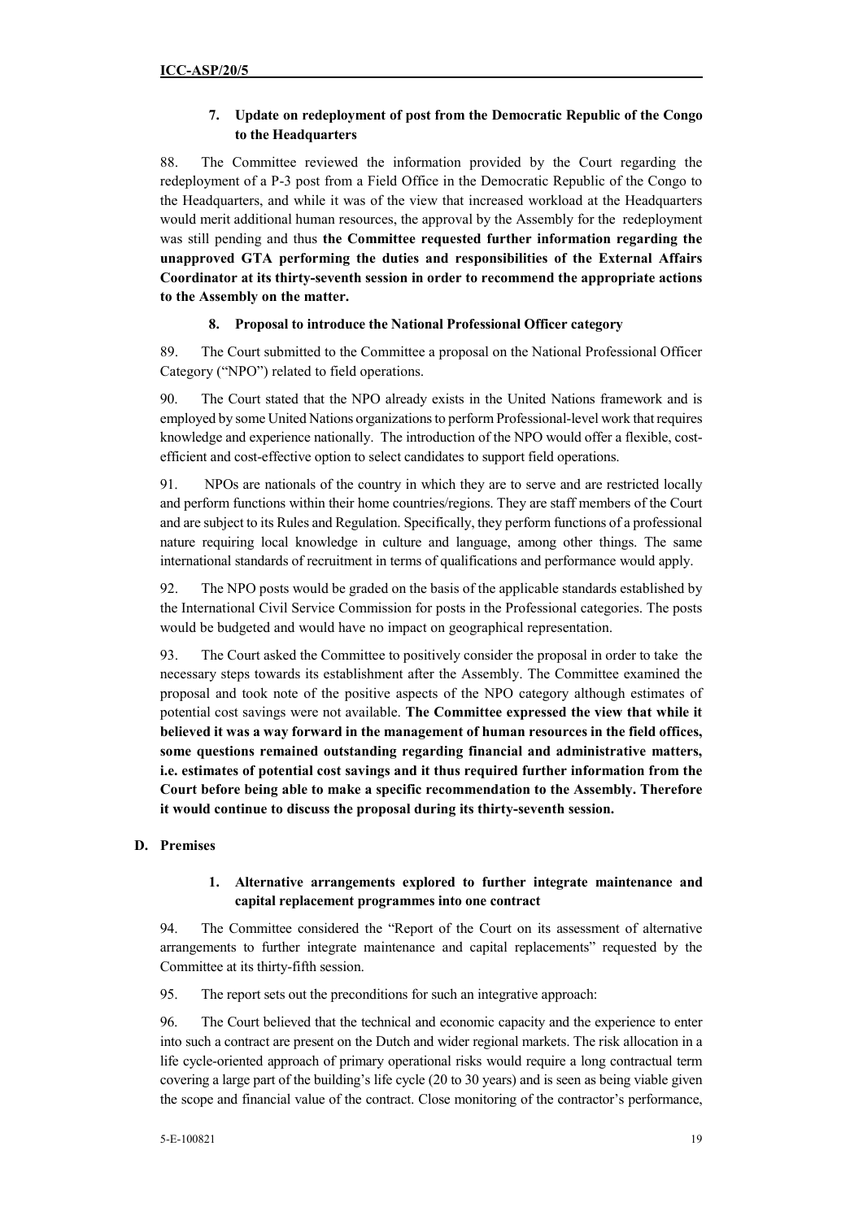### 7. Update on redeployment of post from the Democratic Republic of the Congo to the Headquarters

88. The Committee reviewed the information provided by the Court regarding the redeployment of a P-3 post from a Field Office in the Democratic Republic of the Congo to the Headquarters, and while it was of the view that increased workload at the Headquarters would merit additional human resources, the approval by the Assembly for the redeployment was still pending and thus **the Committee requested further information regarding the unapproved GTA performing the duties and responsibilities of the External Affairs Coordinator at its thirty-seventh session in order to recommend the appropriate actions to the Assembly on the matter.**

### 8. Proposal to introduce the National Professional Officer category

89. The Court submitted to the Committee a proposal on the National Professional Officer Category ("NPO") related to field operations.

90. The Court stated that the NPO already exists in the United Nations framework and is employed by some United Nations organizations to perform Professional-level work that requires knowledge and experience nationally. The introduction of the NPO would offer a flexible, cost-efficient and cost-effective option to select candidates to support field operations.

91. NPOs are nationals of the country in which they are to serve and are restricted locally and perform functions within their home countries/regions. They are staff members of the Court and are subject to its Rules and Regulation. Specifically, they perform functions of a professional nature requiring local knowledge in culture and language, among other things. The same international standards of recruitment in terms of qualifications and performance would apply.

92. The NPO posts would be graded on the basis of the applicable standards established by the International Civil Service Commission for posts in the Professional categories. The posts would be budgeted and would have no impact on geographical representation.

93. The Court asked the Committee to positively consider the proposal in order to take the necessary steps towards its establishment after the Assembly. The Committee examined the proposal and took note of the positive aspects of the NPO category although estimates of potential cost savings were not available. **The Committee expressed the view that while it believed it was a way forward in the management of human resources in the field offices, some questions remained outstanding regarding financial and administrative matters, i.e. estimates of potential cost savings and it thus required further information from the Court before being able to make a specific recommendation to the Assembly. Therefore it would continue to discuss the proposal during its thirty-seventh session.**

## D. Premises

### 1. Alternative arrangements explored to further integrate maintenance and capital replacement programmes into one contract

94. The Committee considered the "Report of the Court on its assessment of alternative arrangements to further integrate maintenance and capital replacements" requested by the Committee at its thirty-fifth session.

95. The report sets out the preconditions for such an integrative approach:

96. The Court believed that the technical and economic capacity and the experience to enter into such a contract are present on the Dutch and wider regional markets. The risk allocation in a life cycle-oriented approach of primary operational risks would require a long contractual term covering a large part of the building's life cycle (20 to 30 years) and is seen as being viable given the scope and financial value of the contract. Close monitoring of the contractor's performance,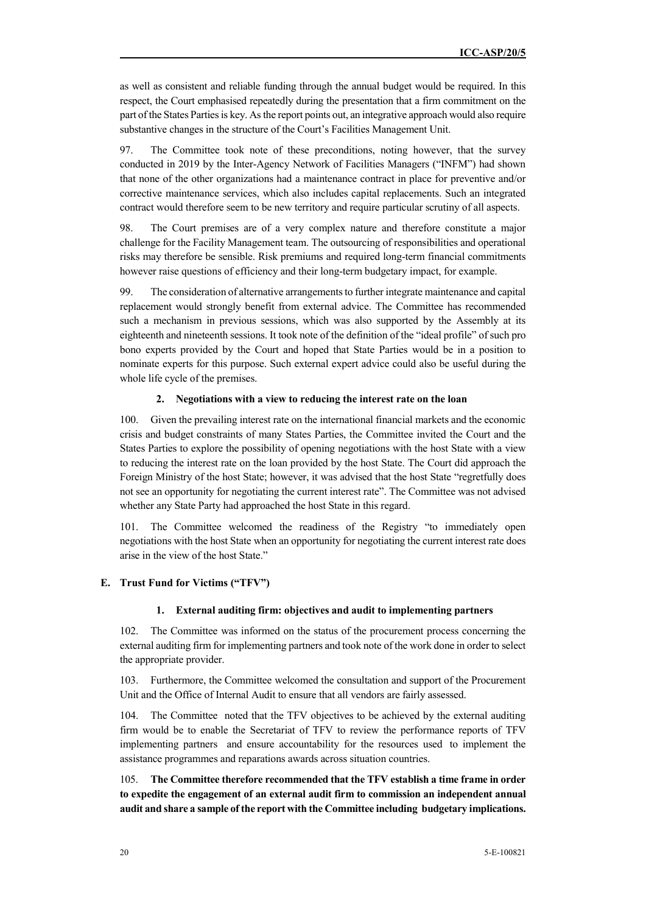as well as consistent and reliable funding through the annual budget would be required. In this respect, the Court emphasised repeatedly during the presentation that a firm commitment on the part of the States Parties is key. As the report points out, an integrative approach would also require substantive changes in the structure of the Court's Facilities Management Unit.

97. The Committee took note of these preconditions, noting however, that the survey conducted in 2019 by the Inter-Agency Network of Facilities Managers ("INFM") had shown that none of the other organizations had a maintenance contract in place for preventive and/or corrective maintenance services, which also includes capital replacements. Such an integrated contract would therefore seem to be new territory and require particular scrutiny of all aspects.

98. The Court premises are of a very complex nature and therefore constitute a major challenge for the Facility Management team. The outsourcing of responsibilities and operational risks may therefore be sensible. Risk premiums and required long-term financial commitments however raise questions of efficiency and their long-term budgetary impact, for example.

99. The consideration of alternative arrangements to further integrate maintenance and capital replacement would strongly benefit from external advice. The Committee has recommended such a mechanism in previous sessions, which was also supported by the Assembly at its eighteenth and nineteenth sessions. It took note of the definition of the "ideal profile" of such pro bono experts provided by the Court and hoped that State Parties would be in a position to nominate experts for this purpose. Such external expert advice could also be useful during the whole life cycle of the premises.

#### 2. Negotiations with a view to reducing the interest rate on the loan

100. Given the prevailing interest rate on the international financial markets and the economic crisis and budget constraints of many States Parties, the Committee invited the Court and the States Parties to explore the possibility of opening negotiations with the host State with a view to reducing the interest rate on the loan provided by the host State. The Court did approach the Foreign Ministry of the host State; however, it was advised that the host State "regretfully does not see an opportunity for negotiating the current interest rate". The Committee was not advised whether any State Party had approached the host State in this regard.

101. The Committee welcomed the readiness of the Registry "to immediately open negotiations with the host State when an opportunity for negotiating the current interest rate does arise in the view of the host State."

### E. Trust Fund for Victims ("TFV")

#### 1. External auditing firm: objectives and audit to implementing partners

102. The Committee was informed on the status of the procurement process concerning the external auditing firm for implementing partners and took note of the work done in order to select the appropriate provider.

103. Furthermore, the Committee welcomed the consultation and support of the Procurement Unit and the Office of Internal Audit to ensure that all vendors are fairly assessed.

104. The Committee noted that the TFV objectives to be achieved by the external auditing firm would be to enable the Secretariat of TFV to review the performance reports of TFV implementing partners and ensure accountability for the resources used to implement the assistance programmes and reparations awards across situation countries.

105. **The Committee therefore recommended that the TFV establish a time frame in order to expedite the engagement of an external audit firm to commission an independent annual audit and share a sample of the report with the Committee including budgetary implications.**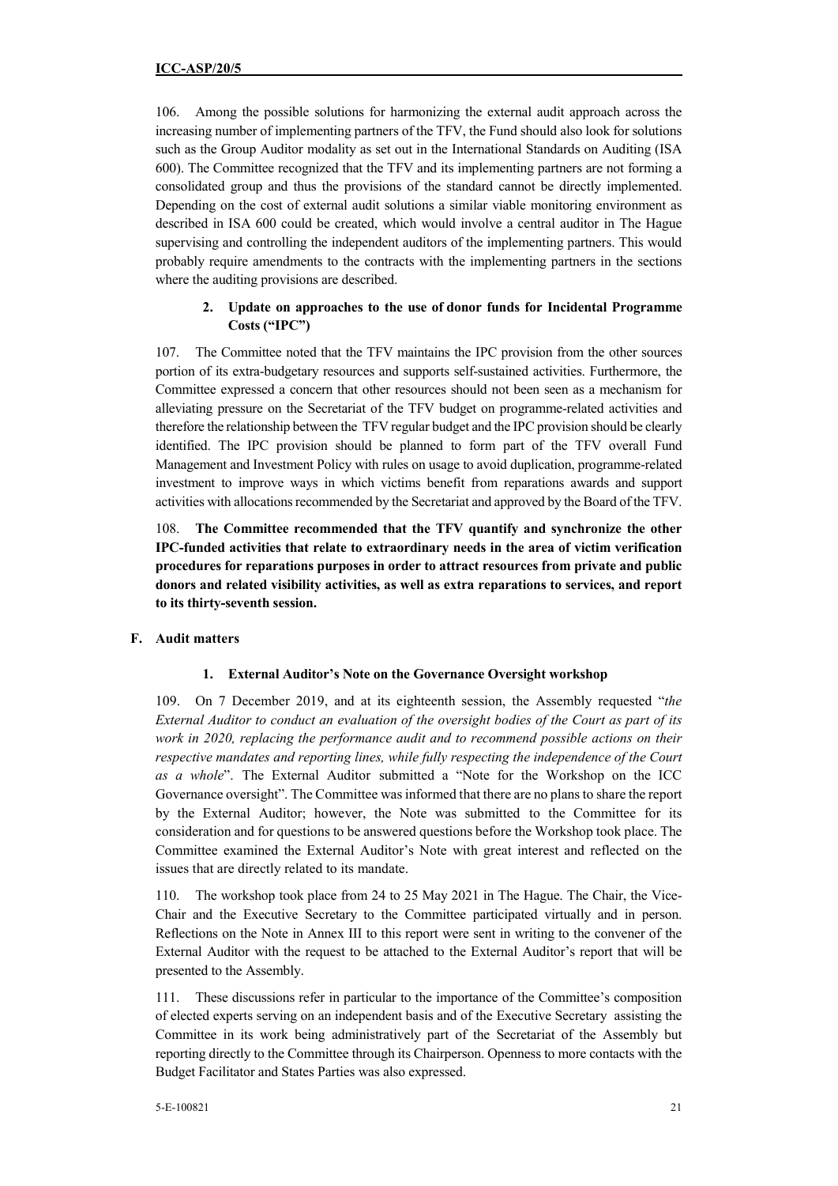106. Among the possible solutions for harmonizing the external audit approach across the increasing number of implementing partners of the TFV, the Fund should also look for solutions such as the Group Auditor modality as set out in the International Standards on Auditing (ISA 600). The Committee recognized that the TFV and its implementing partners are not forming a consolidated group and thus the provisions of the standard cannot be directly implemented. Depending on the cost of external audit solutions a similar viable monitoring environment as described in ISA 600 could be created, which would involve a central auditor in The Hague supervising and controlling the independent auditors of the implementing partners. This would probably require amendments to the contracts with the implementing partners in the sections where the auditing provisions are described.

#### 2. Update on approaches to the use of donor funds for Incidental Programme Costs ("IPC")

107. The Committee noted that the TFV maintains the IPC provision from the other sources portion of its extra-budgetary resources and supports self-sustained activities. Furthermore, the Committee expressed a concern that other resources should not been seen as a mechanism for alleviating pressure on the Secretariat of the TFV budget on programme-related activities and therefore the relationship between the TFV regular budget and the IPC provision should be clearly identified. The IPC provision should be planned to form part of the TFV overall Fund Management and Investment Policy with rules on usage to avoid duplication, programme-related investment to improve ways in which victims benefit from reparations awards and support activities with allocations recommended by the Secretariat and approved by the Board of the TFV.

108. **The Committee recommended that the TFV quantify and synchronize the other IPC-funded activities that relate to extraordinary needs in the area of victim verification procedures for reparations purposes in order to attract resources from private and public donors and related visibility activities, as well as extra reparations to services, and report to its thirty-seventh session.**

### F. Audit matters

#### 1. External Auditor's Note on the Governance Oversight workshop

109. On 7 December 2019, and at its eighteenth session, the Assembly requested "*the External Auditor to conduct an evaluation of the oversight bodies of the Court as part of its work in 2020, replacing the performance audit and to recommend possible actions on their respective mandates and reporting lines, while fully respecting the independence of the Court as a whole*". The External Auditor submitted a "Note for the Workshop on the ICC Governance oversight". The Committee was informed that there are no plans to share the report by the External Auditor; however, the Note was submitted to the Committee for its consideration and for questions to be answered questions before the Workshop took place. The Committee examined the External Auditor's Note with great interest and reflected on the issues that are directly related to its mandate.

110. The workshop took place from 24 to 25 May 2021 in The Hague. The Chair, the Vice-Chair and the Executive Secretary to the Committee participated virtually and in person. Reflections on the Note in Annex III to this report were sent in writing to the convener of the External Auditor with the request to be attached to the External Auditor's report that will be presented to the Assembly.

111. These discussions refer in particular to the importance of the Committee's composition of elected experts serving on an independent basis and of the Executive Secretary assisting the Committee in its work being administratively part of the Secretariat of the Assembly but reporting directly to the Committee through its Chairperson. Openness to more contacts with the Budget Facilitator and States Parties was also expressed.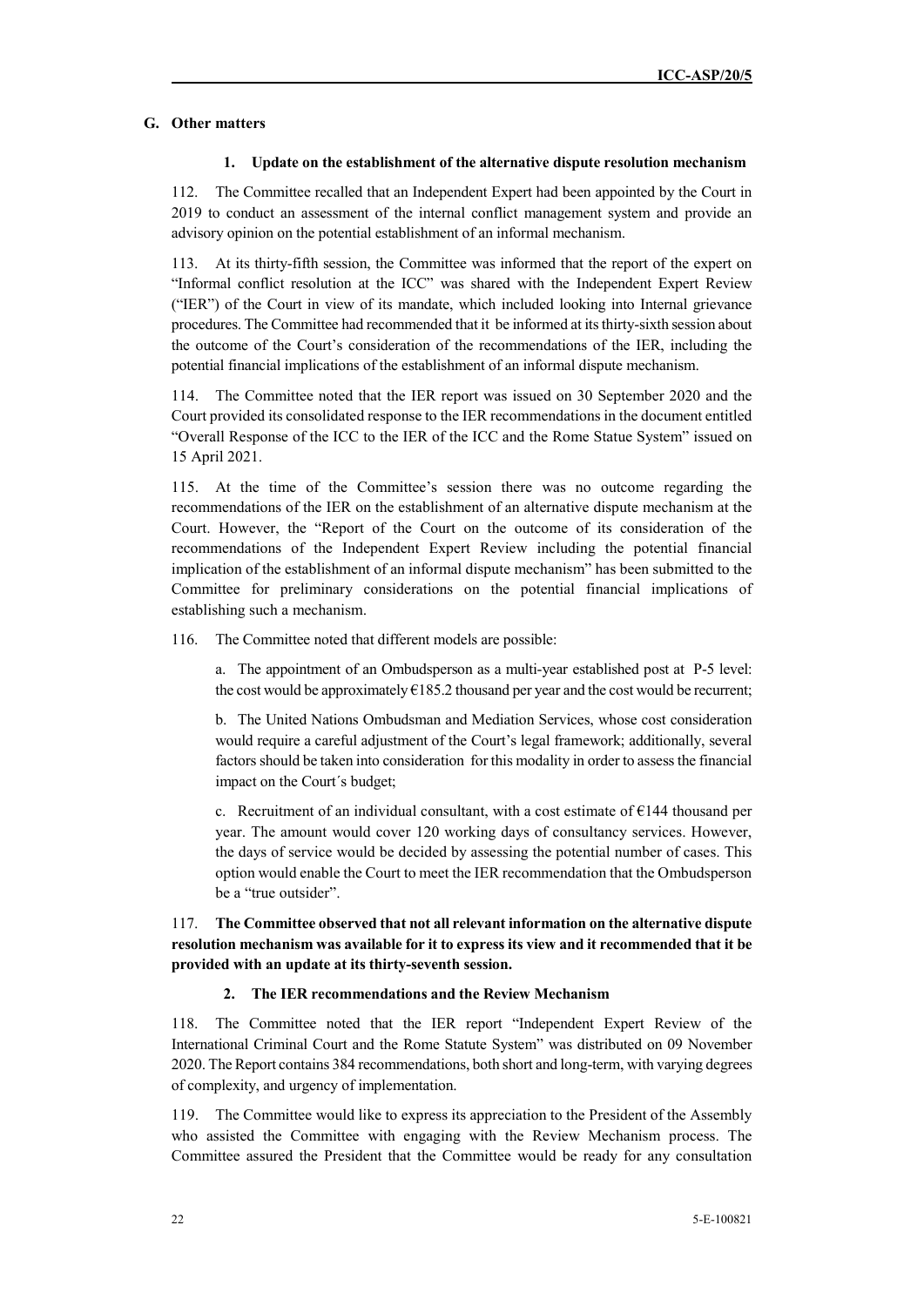## G. Other matters

### 1. Update on the establishment of the alternative dispute resolution mechanism

112. The Committee recalled that an Independent Expert had been appointed by the Court in 2019 to conduct an assessment of the internal conflict management system and provide an advisory opinion on the potential establishment of an informal mechanism.

113. At its thirty-fifth session, the Committee was informed that the report of the expert on "Informal conflict resolution at the ICC" was shared with the Independent Expert Review ("IER") of the Court in view of its mandate, which included looking into Internal grievance procedures. The Committee had recommended that it be informed at its thirty-sixth session about the outcome of the Court's consideration of the recommendations of the IER, including the potential financial implications of the establishment of an informal dispute mechanism.

114. The Committee noted that the IER report was issued on 30 September 2020 and the Court provided its consolidated response to the IER recommendations in the document entitled "Overall Response of the ICC to the IER of the ICC and the Rome Statue System" issued on 15 April 2021.

115. At the time of the Committee's session there was no outcome regarding the recommendations of the IER on the establishment of an alternative dispute mechanism at the Court. However, the "Report of the Court on the outcome of its consideration of the recommendations of the Independent Expert Review including the potential financial implication of the establishment of an informal dispute mechanism" has been submitted to the Committee for preliminary considerations on the potential financial implications of establishing such a mechanism.

116. The Committee noted that different models are possible:

a. The appointment of an Ombudsperson as a multi-year established post at P-5 level: the cost would be approximately €185.2 thousand per year and the cost would be recurrent;

b. The United Nations Ombudsman and Mediation Services, whose cost consideration would require a careful adjustment of the Court's legal framework; additionally, several factors should be taken into consideration for this modality in order to assess the financial impact on the Court´s budget;

c. Recruitment of an individual consultant, with a cost estimate of €144 thousand per year. The amount would cover 120 working days of consultancy services. However, the days of service would be decided by assessing the potential number of cases. This option would enable the Court to meet the IER recommendation that the Ombudsperson be a "true outsider".

117. **The Committee observed that not all relevant information on the alternative dispute resolution mechanism was available for it to express its view and it recommended that it be provided with an update at its thirty-seventh session.**

### 2. The IER recommendations and the Review Mechanism

118. The Committee noted that the IER report "Independent Expert Review of the International Criminal Court and the Rome Statute System" was distributed on 09 November 2020. The Report contains 384 recommendations, both short and long-term, with varying degrees of complexity, and urgency of implementation.

119. The Committee would like to express its appreciation to the President of the Assembly who assisted the Committee with engaging with the Review Mechanism process. The Committee assured the President that the Committee would be ready for any consultation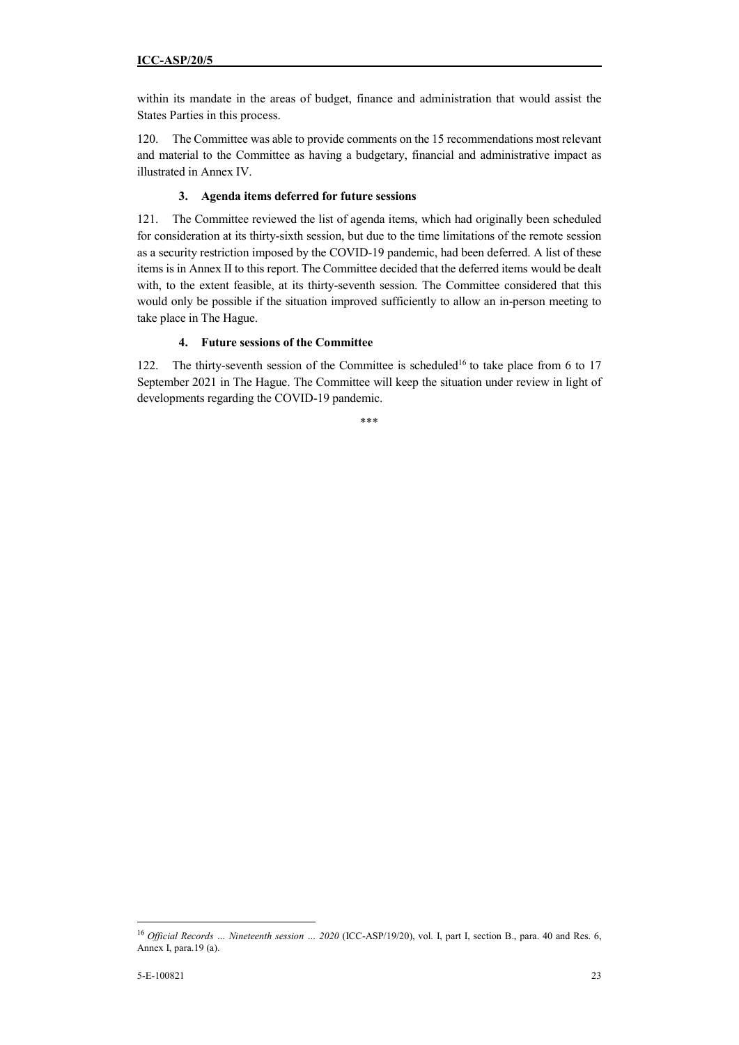within its mandate in the areas of budget, finance and administration that would assist the States Parties in this process.

120. The Committee was able to provide comments on the 15 recommendations most relevant and material to the Committee as having a budgetary, financial and administrative impact as illustrated in Annex IV.

### 3. Agenda items deferred for future sessions

121. The Committee reviewed the list of agenda items, which had originally been scheduled for consideration at its thirty-sixth session, but due to the time limitations of the remote session as a security restriction imposed by the COVID-19 pandemic, had been deferred. A list of these items is in Annex II to this report. The Committee decided that the deferred items would be dealt with, to the extent feasible, at its thirty-seventh session. The Committee considered that this would only be possible if the situation improved sufficiently to allow an in-person meeting to take place in The Hague.

### 4. Future sessions of the Committee

122. The thirty-seventh session of the Committee is scheduled[16] to take place from 6 to 17 September 2021 in The Hague. The Committee will keep the situation under review in light of developments regarding the COVID-19 pandemic.

\*\*\*

---

[16] *Official Records … Nineteenth session … 2020* (ICC-ASP/19/20), vol. I, part I, section B., para. 40 and Res. 6, Annex I, para.19 (a).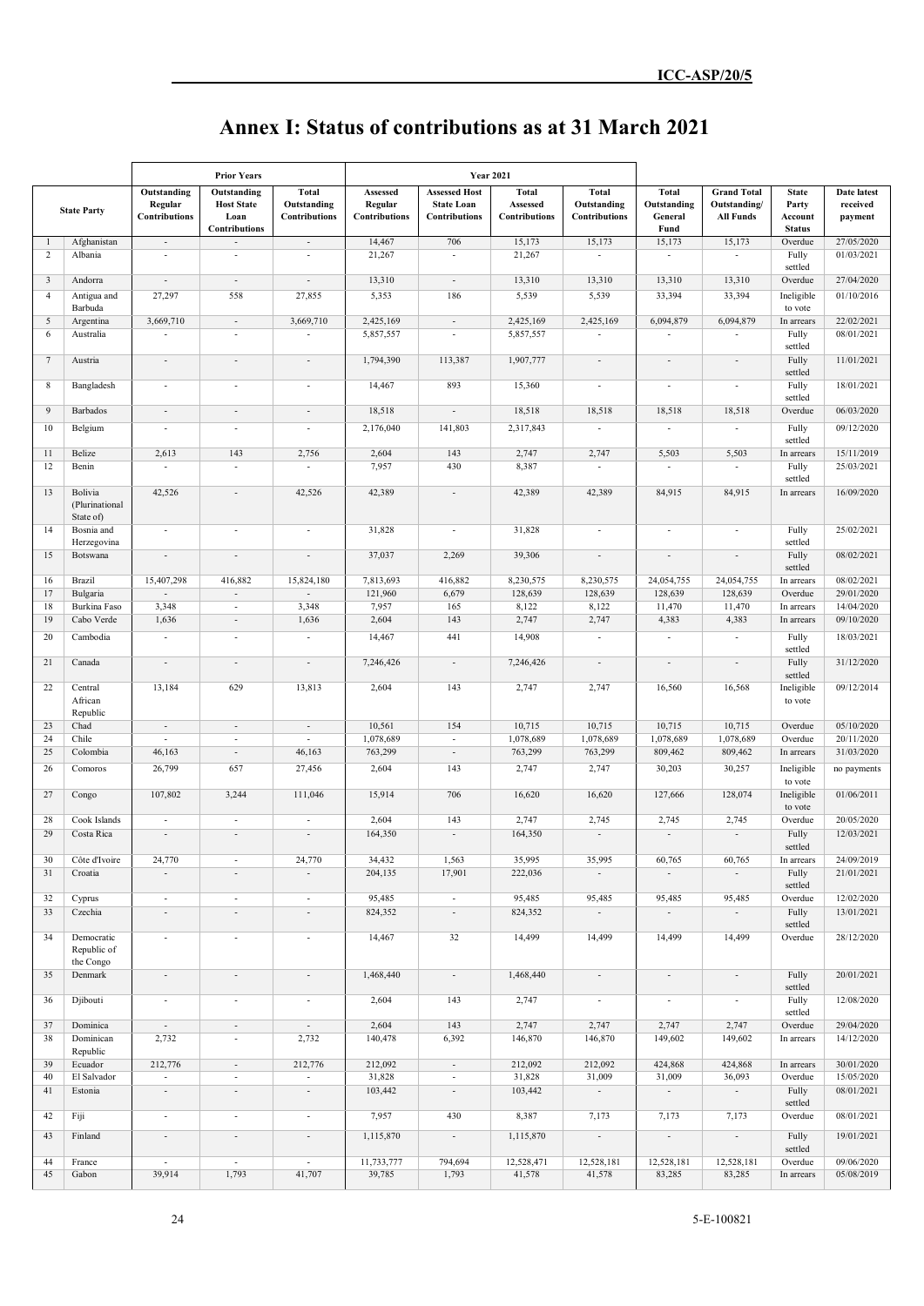# Annex I: Status of contributions as at 31 March 2021

| | | Prior Years | | | Year 2021 | | | | | | | |
|---|---|---|---|---|---|---|---|---|---|---|---|---|
| | State Party | Outstanding Regular Contributions | Outstanding Host State Loan Contributions | Total Outstanding Contributions | Assessed Regular Contributions | Assessed Host State Loan Contributions | Total Assessed Contributions | Total Outstanding Contributions | Total Outstanding General Fund | Grand Total Outstanding/ All Funds | State Party Account Status | Date latest received payment |
| 1 | Afghanistan | - | - | - | 14,467 | 706 | 15,173 | 15,173 | 15,173 | 15,173 | Overdue | 27/05/2020 |
| 2 | Albania | - | - | - | 21,267 | - | 21,267 | - | - | - | Fully settled | 01/03/2021 |
| 3 | Andorra | - | - | - | 13,310 | - | 13,310 | 13,310 | 13,310 | 13,310 | Overdue | 27/04/2020 |
| 4 | Antigua and Barbuda | 27,297 | 558 | 27,855 | 5,353 | 186 | 5,539 | 5,539 | 33,394 | 33,394 | Ineligible to vote | 01/10/2016 |
| 5 | Argentina | 3,669,710 | - | 3,669,710 | 2,425,169 | - | 2,425,169 | 2,425,169 | 6,094,879 | 6,094,879 | In arrears | 22/02/2021 |
| 6 | Australia | - | - | - | 5,857,557 | - | 5,857,557 | - | - | - | Fully settled | 08/01/2021 |
| 7 | Austria | - | - | - | 1,794,390 | 113,387 | 1,907,777 | - | - | - | Fully settled | 11/01/2021 |
| 8 | Bangladesh | - | - | - | 14,467 | 893 | 15,360 | - | - | - | Fully settled | 18/01/2021 |
| 9 | Barbados | - | - | - | 18,518 | - | 18,518 | 18,518 | 18,518 | 18,518 | Overdue | 06/03/2020 |
| 10 | Belgium | - | - | - | 2,176,040 | 141,803 | 2,317,843 | - | - | - | Fully settled | 09/12/2020 |
| 11 | Belize | 2,613 | 143 | 2,756 | 2,604 | 143 | 2,747 | 2,747 | 5,503 | 5,503 | In arrears | 15/11/2019 |
| 12 | Benin | - | - | - | 7,957 | 430 | 8,387 | - | - | - | Fully settled | 25/03/2021 |
| 13 | Bolivia (Plurinational State of) | 42,526 | - | 42,526 | 42,389 | - | 42,389 | 42,389 | 84,915 | 84,915 | In arrears | 16/09/2020 |
| 14 | Bosnia and Herzegovina | - | - | - | 31,828 | - | 31,828 | - | - | - | Fully settled | 25/02/2021 |
| 15 | Botswana | - | - | - | 37,037 | 2,269 | 39,306 | - | - | - | Fully settled | 08/02/2021 |
| 16 | Brazil | 15,407,298 | 416,882 | 15,824,180 | 7,813,693 | 416,882 | 8,230,575 | 8,230,575 | 24,054,755 | 24,054,755 | In arrears | 08/02/2021 |
| 17 | Bulgaria | - | - | - | 121,960 | 6,679 | 128,639 | 128,639 | 128,639 | 128,639 | Overdue | 29/01/2020 |
| 18 | Burkina Faso | 3,348 | - | 3,348 | 7,957 | 165 | 8,122 | 8,122 | 11,470 | 11,470 | In arrears | 14/04/2020 |
| 19 | Cabo Verde | 1,636 | - | 1,636 | 2,604 | 143 | 2,747 | 2,747 | 4,383 | 4,383 | In arrears | 09/10/2020 |
| 20 | Cambodia | - | - | - | 14,467 | 441 | 14,908 | - | - | - | Fully settled | 18/03/2021 |
| 21 | Canada | - | - | - | 7,246,426 | - | 7,246,426 | - | - | - | Fully settled | 31/12/2020 |
| 22 | Central African Republic | 13,184 | 629 | 13,813 | 2,604 | 143 | 2,747 | 2,747 | 16,560 | 16,568 | Ineligible to vote | 09/12/2014 |
| 23 | Chad | - | - | - | 10,561 | 154 | 10,715 | 10,715 | 10,715 | 10,715 | Overdue | 05/10/2020 |
| 24 | Chile | - | - | - | 1,078,689 | - | 1,078,689 | 1,078,689 | 1,078,689 | 1,078,689 | Overdue | 20/11/2020 |
| 25 | Colombia | 46,163 | - | 46,163 | 763,299 | - | 763,299 | 763,299 | 809,462 | 809,462 | In arrears | 31/03/2020 |
| 26 | Comoros | 26,799 | 657 | 27,456 | 2,604 | 143 | 2,747 | 2,747 | 30,203 | 30,257 | Ineligible to vote | no payments |
| 27 | Congo | 107,802 | 3,244 | 111,046 | 15,914 | 706 | 16,620 | 16,620 | 127,666 | 128,074 | Ineligible to vote | 01/06/2011 |
| 28 | Cook Islands | - | - | - | 2,604 | 143 | 2,747 | 2,745 | 2,745 | 2,745 | Overdue | 20/05/2020 |
| 29 | Costa Rica | - | - | - | 164,350 | - | 164,350 | - | - | - | Fully settled | 12/03/2021 |
| 30 | Côte d'Ivoire | 24,770 | - | 24,770 | 34,432 | 1,563 | 35,995 | 35,995 | 60,765 | 60,765 | In arrears | 24/09/2019 |
| 31 | Croatia | - | - | - | 204,135 | 17,901 | 222,036 | - | - | - | Fully settled | 21/01/2021 |
| 32 | Cyprus | - | - | - | 95,485 | - | 95,485 | 95,485 | 95,485 | 95,485 | Overdue | 12/02/2020 |
| 33 | Czechia | - | - | - | 824,352 | - | 824,352 | - | - | - | Fully settled | 13/01/2021 |
| 34 | Democratic Republic of the Congo | - | - | - | 14,467 | 32 | 14,499 | 14,499 | 14,499 | 14,499 | Overdue | 28/12/2020 |
| 35 | Denmark | - | - | - | 1,468,440 | - | 1,468,440 | - | - | - | Fully settled | 20/01/2021 |
| 36 | Djibouti | - | - | - | 2,604 | 143 | 2,747 | - | - | - | Fully settled | 12/08/2020 |
| 37 | Dominica | - | - | - | 2,604 | 143 | 2,747 | 2,747 | 2,747 | 2,747 | Overdue | 29/04/2020 |
| 38 | Dominican Republic | 2,732 | - | 2,732 | 140,478 | 6,392 | 146,870 | 146,870 | 149,602 | 149,602 | In arrears | 14/12/2020 |
| 39 | Ecuador | 212,776 | - | 212,776 | 212,092 | - | 212,092 | 212,092 | 424,868 | 424,868 | In arrears | 30/01/2020 |
| 40 | El Salvador | - | - | - | 31,828 | - | 31,828 | 31,009 | 31,009 | 36,093 | Overdue | 15/05/2020 |
| 41 | Estonia | - | - | - | 103,442 | - | 103,442 | - | - | - | Fully settled | 08/01/2021 |
| 42 | Fiji | - | - | - | 7,957 | 430 | 8,387 | 7,173 | 7,173 | 7,173 | Overdue | 08/01/2021 |
| 43 | Finland | - | - | - | 1,115,870 | - | 1,115,870 | - | - | - | Fully settled | 19/01/2021 |
| 44 | France | - | - | - | 11,733,777 | 794,694 | 12,528,471 | 12,528,181 | 12,528,181 | 12,528,181 | Overdue | 09/06/2020 |
| 45 | Gabon | 39,914 | 1,793 | 41,707 | 39,785 | 1,793 | 41,578 | 41,578 | 83,285 | 83,285 | In arrears | 05/08/2019 |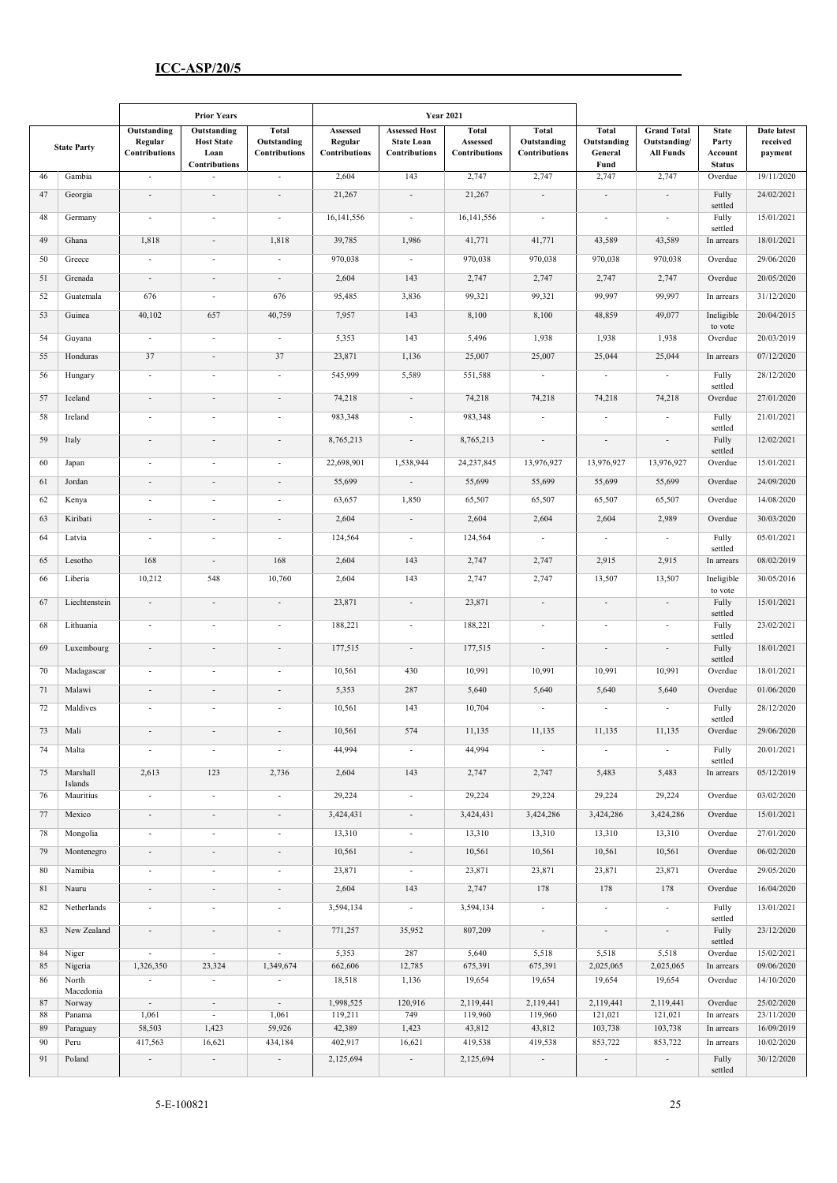| | | Prior Years | | | Year 2021 | | | | | | | |
|---|---|---|---|---|---|---|---|---|---|---|---|---|
| | State Party | Outstanding Regular Contributions | Outstanding Host State Loan Contributions | Total Outstanding Contributions | Assessed Regular Contributions | Assessed Host State Loan Contributions | Total Assessed Contributions | Total Outstanding Contributions | Total Outstanding General Fund | Grand Total Outstanding/ All Funds | State Party Account Status | Date latest received payment |
| 46 | Gambia | - | - | - | 2,604 | 143 | 2,747 | 2,747 | 2,747 | 2,747 | Overdue | 19/11/2020 |
| 47 | Georgia | - | - | - | 21,267 | - | 21,267 | - | - | - | Fully settled | 24/02/2021 |
| 48 | Germany | - | - | - | 16,141,556 | - | 16,141,556 | - | - | - | Fully settled | 15/01/2021 |
| 49 | Ghana | 1,818 | - | 1,818 | 39,785 | 1,986 | 41,771 | 41,771 | 43,589 | 43,589 | In arrears | 18/01/2021 |
| 50 | Greece | - | - | - | 970,038 | - | 970,038 | 970,038 | 970,038 | 970,038 | Overdue | 29/06/2020 |
| 51 | Grenada | - | - | - | 2,604 | 143 | 2,747 | 2,747 | 2,747 | 2,747 | Overdue | 20/05/2020 |
| 52 | Guatemala | 676 | - | 676 | 95,485 | 3,836 | 99,321 | 99,321 | 99,997 | 99,997 | In arrears | 31/12/2020 |
| 53 | Guinea | 40,102 | 657 | 40,759 | 7,957 | 143 | 8,100 | 8,100 | 48,859 | 49,077 | Ineligible to vote | 20/04/2015 |
| 54 | Guyana | - | - | - | 5,353 | 143 | 5,496 | 1,938 | 1,938 | 1,938 | Overdue | 20/03/2019 |
| 55 | Honduras | 37 | - | 37 | 23,871 | 1,136 | 25,007 | 25,007 | 25,044 | 25,044 | In arrears | 07/12/2020 |
| 56 | Hungary | - | - | - | 545,999 | 5,589 | 551,588 | - | - | - | Fully settled | 28/12/2020 |
| 57 | Iceland | - | - | - | 74,218 | - | 74,218 | 74,218 | 74,218 | 74,218 | Overdue | 27/01/2020 |
| 58 | Ireland | - | - | - | 983,348 | - | 983,348 | - | - | - | Fully settled | 21/01/2021 |
| 59 | Italy | - | - | - | 8,765,213 | - | 8,765,213 | - | - | - | Fully settled | 12/02/2021 |
| 60 | Japan | - | - | - | 22,698,901 | 1,538,944 | 24,237,845 | 13,976,927 | 13,976,927 | 13,976,927 | Overdue | 15/01/2021 |
| 61 | Jordan | - | - | - | 55,699 | - | 55,699 | 55,699 | 55,699 | 55,699 | Overdue | 24/09/2020 |
| 62 | Kenya | - | - | - | 63,657 | 1,850 | 65,507 | 65,507 | 65,507 | 65,507 | Overdue | 14/08/2020 |
| 63 | Kiribati | - | - | - | 2,604 | - | 2,604 | 2,604 | 2,604 | 2,989 | Overdue | 30/03/2020 |
| 64 | Latvia | - | - | - | 124,564 | - | 124,564 | - | - | - | Fully settled | 05/01/2021 |
| 65 | Lesotho | 168 | - | 168 | 2,604 | 143 | 2,747 | 2,747 | 2,915 | 2,915 | In arrears | 08/02/2019 |
| 66 | Liberia | 10,212 | 548 | 10,760 | 2,604 | 143 | 2,747 | 2,747 | 13,507 | 13,507 | Ineligible to vote | 30/05/2016 |
| 67 | Liechtenstein | - | - | - | 23,871 | - | 23,871 | - | - | - | Fully settled | 15/01/2021 |
| 68 | Lithuania | - | - | - | 188,221 | - | 188,221 | - | - | - | Fully settled | 23/02/2021 |
| 69 | Luxembourg | - | - | - | 177,515 | - | 177,515 | - | - | - | Fully settled | 18/01/2021 |
| 70 | Madagascar | - | - | - | 10,561 | 430 | 10,991 | 10,991 | 10,991 | 10,991 | Overdue | 18/01/2021 |
| 71 | Malawi | - | - | - | 5,353 | 287 | 5,640 | 5,640 | 5,640 | 5,640 | Overdue | 01/06/2020 |
| 72 | Maldives | - | - | - | 10,561 | 143 | 10,704 | - | - | - | Fully settled | 28/12/2020 |
| 73 | Mali | - | - | - | 10,561 | 574 | 11,135 | 11,135 | 11,135 | 11,135 | Overdue | 29/06/2020 |
| 74 | Malta | - | - | - | 44,994 | - | 44,994 | - | - | - | Fully settled | 20/01/2021 |
| 75 | Marshall Islands | 2,613 | 123 | 2,736 | 2,604 | 143 | 2,747 | 2,747 | 5,483 | 5,483 | In arrears | 05/12/2019 |
| 76 | Mauritius | - | - | - | 29,224 | - | 29,224 | 29,224 | 29,224 | 29,224 | Overdue | 03/02/2020 |
| 77 | Mexico | - | - | - | 3,424,431 | - | 3,424,431 | 3,424,286 | 3,424,286 | 3,424,286 | Overdue | 15/01/2021 |
| 78 | Mongolia | - | - | - | 13,310 | - | 13,310 | 13,310 | 13,310 | 13,310 | Overdue | 27/01/2020 |
| 79 | Montenegro | - | - | - | 10,561 | - | 10,561 | 10,561 | 10,561 | 10,561 | Overdue | 06/02/2020 |
| 80 | Namibia | - | - | - | 23,871 | - | 23,871 | 23,871 | 23,871 | 23,871 | Overdue | 29/05/2020 |
| 81 | Nauru | - | - | - | 2,604 | 143 | 2,747 | 178 | 178 | 178 | Overdue | 16/04/2020 |
| 82 | Netherlands | - | - | - | 3,594,134 | - | 3,594,134 | - | - | - | Fully settled | 13/01/2021 |
| 83 | New Zealand | - | - | - | 771,257 | 35,952 | 807,209 | - | - | - | Fully settled | 23/12/2020 |
| 84 | Niger | - | - | - | 5,353 | 287 | 5,640 | 5,518 | 5,518 | 5,518 | Overdue | 15/02/2021 |
| 85 | Nigeria | 1,326,350 | 23,324 | 1,349,674 | 662,606 | 12,785 | 675,391 | 675,391 | 2,025,065 | 2,025,065 | In arrears | 09/06/2020 |
| 86 | North Macedonia | - | - | - | 18,518 | 1,136 | 19,654 | 19,654 | 19,654 | 19,654 | Overdue | 14/10/2020 |
| 87 | Norway | - | - | - | 1,998,525 | 120,916 | 2,119,441 | 2,119,441 | 2,119,441 | 2,119,441 | Overdue | 25/02/2020 |
| 88 | Panama | 1,061 | - | 1,061 | 119,211 | 749 | 119,960 | 119,960 | 121,021 | 121,021 | In arrears | 23/11/2020 |
| 89 | Paraguay | 58,503 | 1,423 | 59,926 | 42,389 | 1,423 | 43,812 | 43,812 | 103,738 | 103,738 | In arrears | 16/09/2019 |
| 90 | Peru | 417,563 | 16,621 | 434,184 | 402,917 | 16,621 | 419,538 | 419,538 | 853,722 | 853,722 | In arrears | 10/02/2020 |
| 91 | Poland | - | - | - | 2,125,694 | - | 2,125,694 | - | - | - | Fully settled | 30/12/2020 |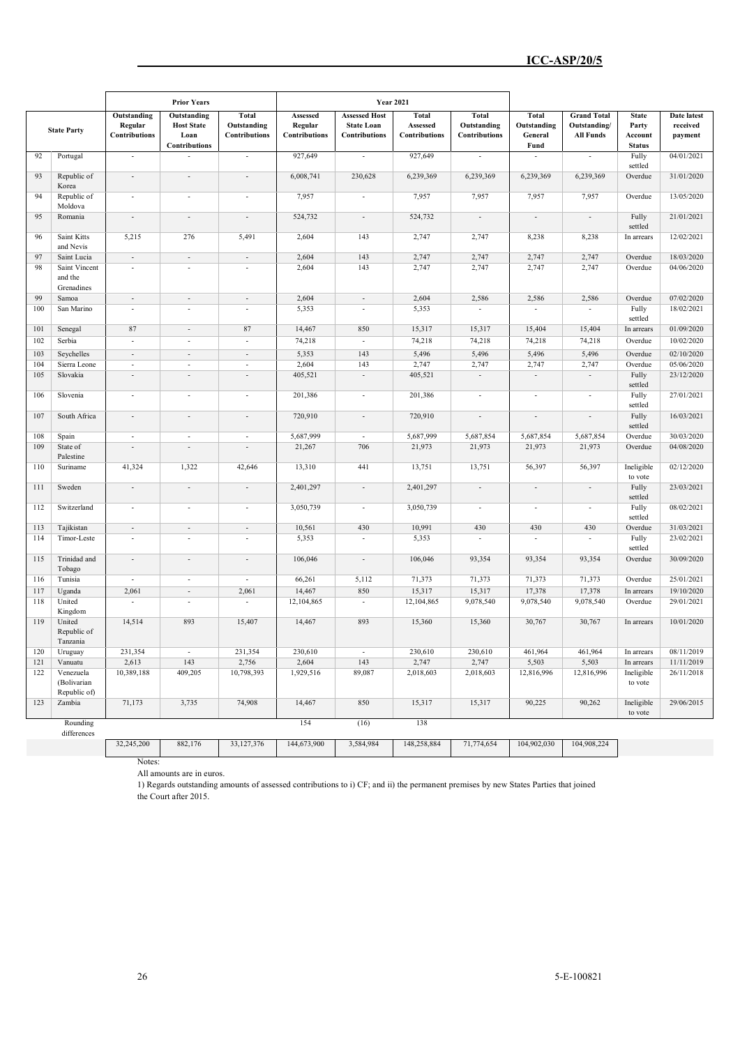| | | Prior Years | | | Year 2021 | | | | | | | |
|---|---|---|---|---|---|---|---|---|---|---|---|---|
| | State Party | Outstanding Regular Contributions | Outstanding Host State Loan Contributions | Total Outstanding Contributions | Assessed Regular Contributions | Assessed Host State Loan Contributions | Total Assessed Contributions | Total Outstanding Contributions | Total Outstanding General Fund | Grand Total Outstanding/ All Funds | State Party Account Status | Date latest received payment |
| 92 | Portugal | - | - | - | 927,649 | - | 927,649 | - | - | - | Fully settled | 04/01/2021 |
| 93 | Republic of Korea | - | - | - | 6,008,741 | 230,628 | 6,239,369 | 6,239,369 | 6,239,369 | 6,239,369 | Overdue | 31/01/2020 |
| 94 | Republic of Moldova | - | - | - | 7,957 | - | 7,957 | 7,957 | 7,957 | 7,957 | Overdue | 13/05/2020 |
| 95 | Romania | - | - | - | 524,732 | - | 524,732 | - | - | - | Fully settled | 21/01/2021 |
| 96 | Saint Kitts and Nevis | 5,215 | 276 | 5,491 | 2,604 | 143 | 2,747 | 2,747 | 8,238 | 8,238 | In arrears | 12/02/2021 |
| 97 | Saint Lucia | - | - | - | 2,604 | 143 | 2,747 | 2,747 | 2,747 | 2,747 | Overdue | 18/03/2020 |
| 98 | Saint Vincent and the Grenadines | - | - | - | 2,604 | 143 | 2,747 | 2,747 | 2,747 | 2,747 | Overdue | 04/06/2020 |
| 99 | Samoa | - | - | - | 2,604 | - | 2,604 | 2,586 | 2,586 | 2,586 | Overdue | 07/02/2020 |
| 100 | San Marino | - | - | - | 5,353 | - | 5,353 | - | - | - | Fully settled | 18/02/2021 |
| 101 | Senegal | 87 | - | 87 | 14,467 | 850 | 15,317 | 15,317 | 15,404 | 15,404 | In arrears | 01/09/2020 |
| 102 | Serbia | - | - | - | 74,218 | - | 74,218 | 74,218 | 74,218 | 74,218 | Overdue | 10/02/2020 |
| 103 | Seychelles | - | - | - | 5,353 | 143 | 5,496 | 5,496 | 5,496 | 5,496 | Overdue | 02/10/2020 |
| 104 | Sierra Leone | - | - | - | 2,604 | 143 | 2,747 | 2,747 | 2,747 | 2,747 | Overdue | 05/06/2020 |
| 105 | Slovakia | - | - | - | 405,521 | - | 405,521 | - | - | - | Fully settled | 23/12/2020 |
| 106 | Slovenia | - | - | - | 201,386 | - | 201,386 | - | - | - | Fully settled | 27/01/2021 |
| 107 | South Africa | - | - | - | 720,910 | - | 720,910 | - | - | - | Fully settled | 16/03/2021 |
| 108 | Spain | - | - | - | 5,687,999 | - | 5,687,999 | 5,687,854 | 5,687,854 | 5,687,854 | Overdue | 30/03/2020 |
| 109 | State of Palestine | - | - | - | 21,267 | 706 | 21,973 | 21,973 | 21,973 | 21,973 | Overdue | 04/08/2020 |
| 110 | Suriname | 41,324 | 1,322 | 42,646 | 13,310 | 441 | 13,751 | 13,751 | 56,397 | 56,397 | Ineligible to vote | 02/12/2020 |
| 111 | Sweden | - | - | - | 2,401,297 | - | 2,401,297 | - | - | - | Fully settled | 23/03/2021 |
| 112 | Switzerland | - | - | - | 3,050,739 | - | 3,050,739 | - | - | - | Fully settled | 08/02/2021 |
| 113 | Tajikistan | - | - | - | 10,561 | 430 | 10,991 | 430 | 430 | 430 | Overdue | 31/03/2021 |
| 114 | Timor-Leste | - | - | - | 5,353 | - | 5,353 | - | - | - | Fully settled | 23/02/2021 |
| 115 | Trinidad and Tobago | - | - | - | 106,046 | - | 106,046 | 93,354 | 93,354 | 93,354 | Overdue | 30/09/2020 |
| 116 | Tunisia | - | - | - | 66,261 | 5,112 | 71,373 | 71,373 | 71,373 | 71,373 | Overdue | 25/01/2021 |
| 117 | Uganda | 2,061 | - | 2,061 | 14,467 | 850 | 15,317 | 15,317 | 17,378 | 17,378 | In arrears | 19/10/2020 |
| 118 | United Kingdom | - | - | - | 12,104,865 | - | 12,104,865 | 9,078,540 | 9,078,540 | 9,078,540 | Overdue | 29/01/2021 |
| 119 | United Republic of Tanzania | 14,514 | 893 | 15,407 | 14,467 | 893 | 15,360 | 15,360 | 30,767 | 30,767 | In arrears | 10/01/2020 |
| 120 | Uruguay | 231,354 | - | 231,354 | 230,610 | - | 230,610 | 230,610 | 461,964 | 461,964 | In arrears | 08/11/2019 |
| 121 | Vanuatu | 2,613 | 143 | 2,756 | 2,604 | 143 | 2,747 | 2,747 | 5,503 | 5,503 | In arrears | 11/11/2019 |
| 122 | Venezuela (Bolivarian Republic of) | 10,389,188 | 409,205 | 10,798,393 | 1,929,516 | 89,087 | 2,018,603 | 2,018,603 | 12,816,996 | 12,816,996 | Ineligible to vote | 26/11/2018 |
| 123 | Zambia | 71,173 | 3,735 | 74,908 | 14,467 | 850 | 15,317 | 15,317 | 90,225 | 90,262 | Ineligible to vote | 29/06/2015 |
| | Rounding differences | | | | 154 | (16) | 138 | | | | | |
| | | 32,245,200 | 882,176 | 33,127,376 | 144,673,900 | 3,584,984 | 148,258,884 | 71,774,654 | 104,902,030 | 104,908,224 | | |

Notes:

All amounts are in euros.

1) Regards outstanding amounts of assessed contributions to i) CF; and ii) the permanent premises by new States Parties that joined the Court after 2015.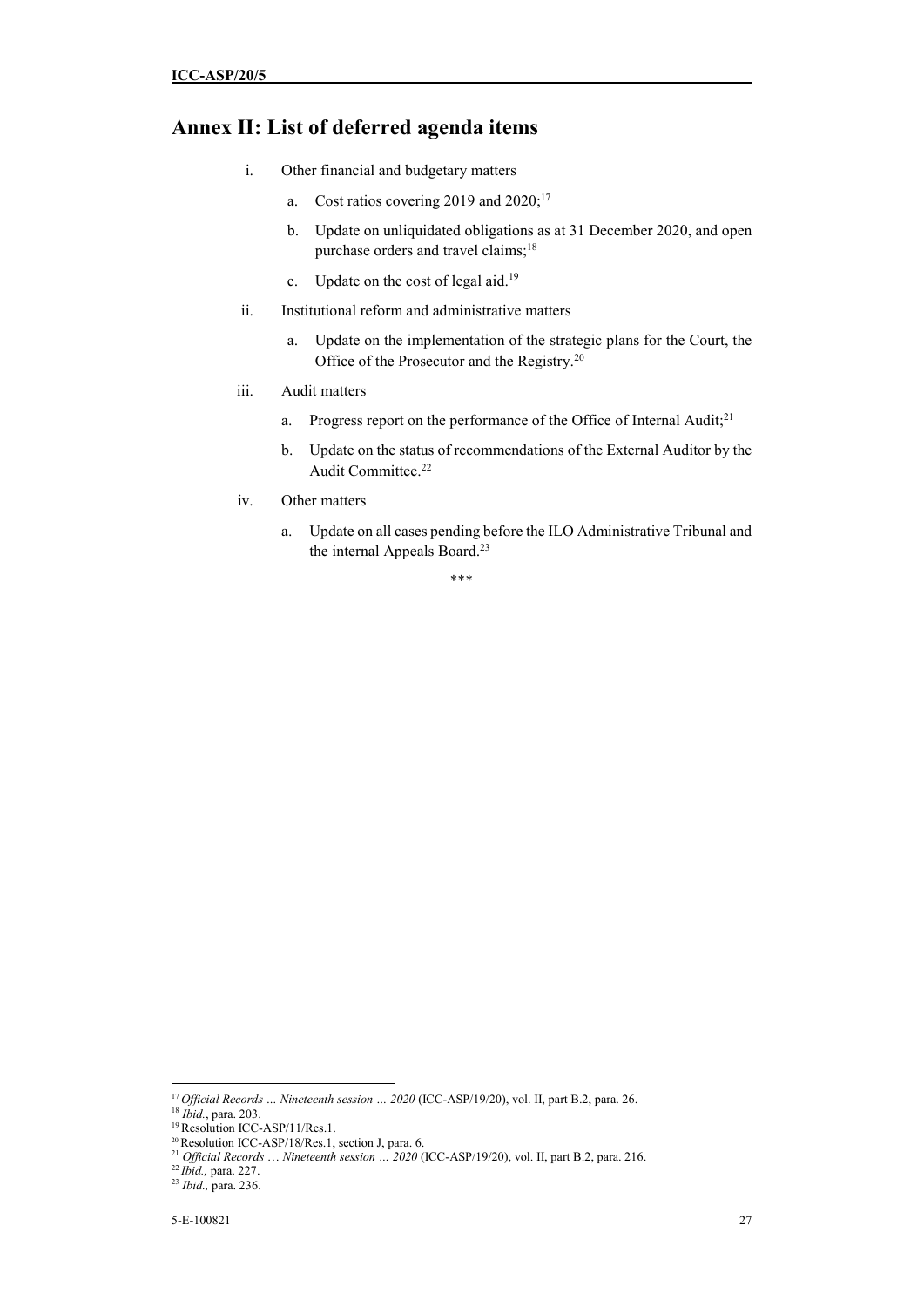## Annex II: List of deferred agenda items

i. Other financial and budgetary matters

   a. Cost ratios covering 2019 and 2020;[17]

   b. Update on unliquidated obligations as at 31 December 2020, and open purchase orders and travel claims;[18]

   c. Update on the cost of legal aid.[19]

ii. Institutional reform and administrative matters

   a. Update on the implementation of the strategic plans for the Court, the Office of the Prosecutor and the Registry.[20]

iii. Audit matters

   a. Progress report on the performance of the Office of Internal Audit;[21]

   b. Update on the status of recommendations of the External Auditor by the Audit Committee.[22]

iv. Other matters

   a. Update on all cases pending before the ILO Administrative Tribunal and the internal Appeals Board.[23]

\*\*\*

---

[17] *Official Records … Nineteenth session … 2020* (ICC-ASP/19/20), vol. II, part B.2, para. 26.

[18] *Ibid.*, para. 203.

[19] Resolution ICC-ASP/11/Res.1.

[20] Resolution ICC-ASP/18/Res.1, section J, para. 6.

[21] *Official Records … Nineteenth session … 2020* (ICC-ASP/19/20), vol. II, part B.2, para. 216.

[22] *Ibid.,* para. 227.

[23] *Ibid.,* para. 236.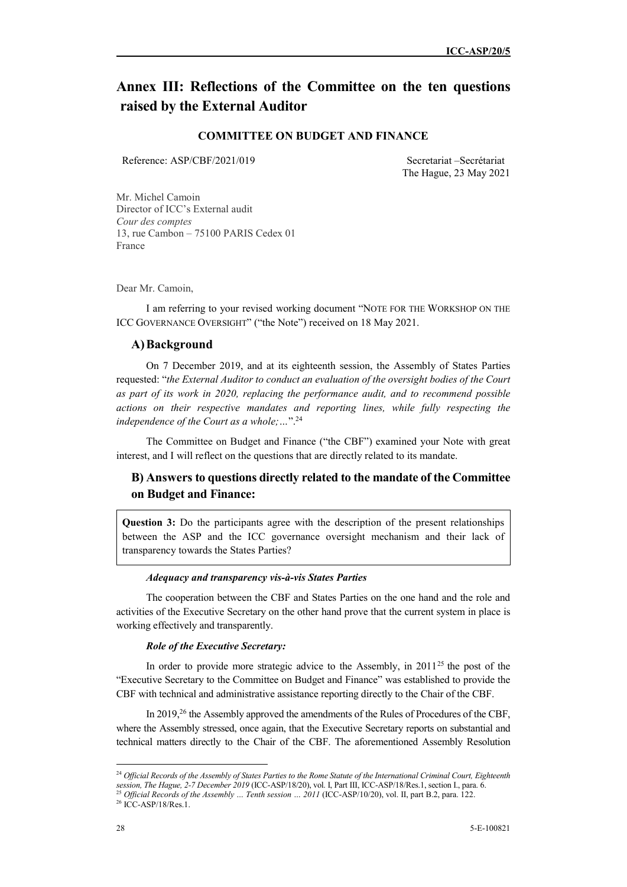# Annex III: Reflections of the Committee on the ten questions raised by the External Auditor

**COMMITTEE ON BUDGET AND FINANCE**

Reference: ASP/CBF/2021/019

Secretariat –Secrétariat
The Hague, 23 May 2021

Mr. Michel Camoin
Director of ICC's External audit
*Cour des comptes*
13, rue Cambon – 75100 PARIS Cedex 01
France

Dear Mr. Camoin,

I am referring to your revised working document "NOTE FOR THE WORKSHOP ON THE ICC GOVERNANCE OVERSIGHT" ("the Note") received on 18 May 2021.

## A) Background

On 7 December 2019, and at its eighteenth session, the Assembly of States Parties requested: "*the External Auditor to conduct an evaluation of the oversight bodies of the Court as part of its work in 2020, replacing the performance audit, and to recommend possible actions on their respective mandates and reporting lines, while fully respecting the independence of the Court as a whole;…*".[24]

The Committee on Budget and Finance ("the CBF") examined your Note with great interest, and I will reflect on the questions that are directly related to its mandate.

## B) Answers to questions directly related to the mandate of the Committee on Budget and Finance:

**Question 3:** Do the participants agree with the description of the present relationships between the ASP and the ICC governance oversight mechanism and their lack of transparency towards the States Parties?

***Adequacy and transparency vis-à-vis States Parties***

The cooperation between the CBF and States Parties on the one hand and the role and activities of the Executive Secretary on the other hand prove that the current system in place is working effectively and transparently.

***Role of the Executive Secretary:***

In order to provide more strategic advice to the Assembly, in 2011[25] the post of the "Executive Secretary to the Committee on Budget and Finance" was established to provide the CBF with technical and administrative assistance reporting directly to the Chair of the CBF.

In 2019,[26] the Assembly approved the amendments of the Rules of Procedures of the CBF, where the Assembly stressed, once again, that the Executive Secretary reports on substantial and technical matters directly to the Chair of the CBF. The aforementioned Assembly Resolution

---

[24] *Official Records of the Assembly of States Parties to the Rome Statute of the International Criminal Court, Eighteenth session, The Hague, 2-7 December 2019* (ICC-ASP/18/20), vol. I, Part III, ICC-ASP/18/Res.1, section I., para. 6.

[25] *Official Records of the Assembly … Tenth session … 2011* (ICC-ASP/10/20), vol. II, part B.2, para. 122.

[26] ICC-ASP/18/Res.1.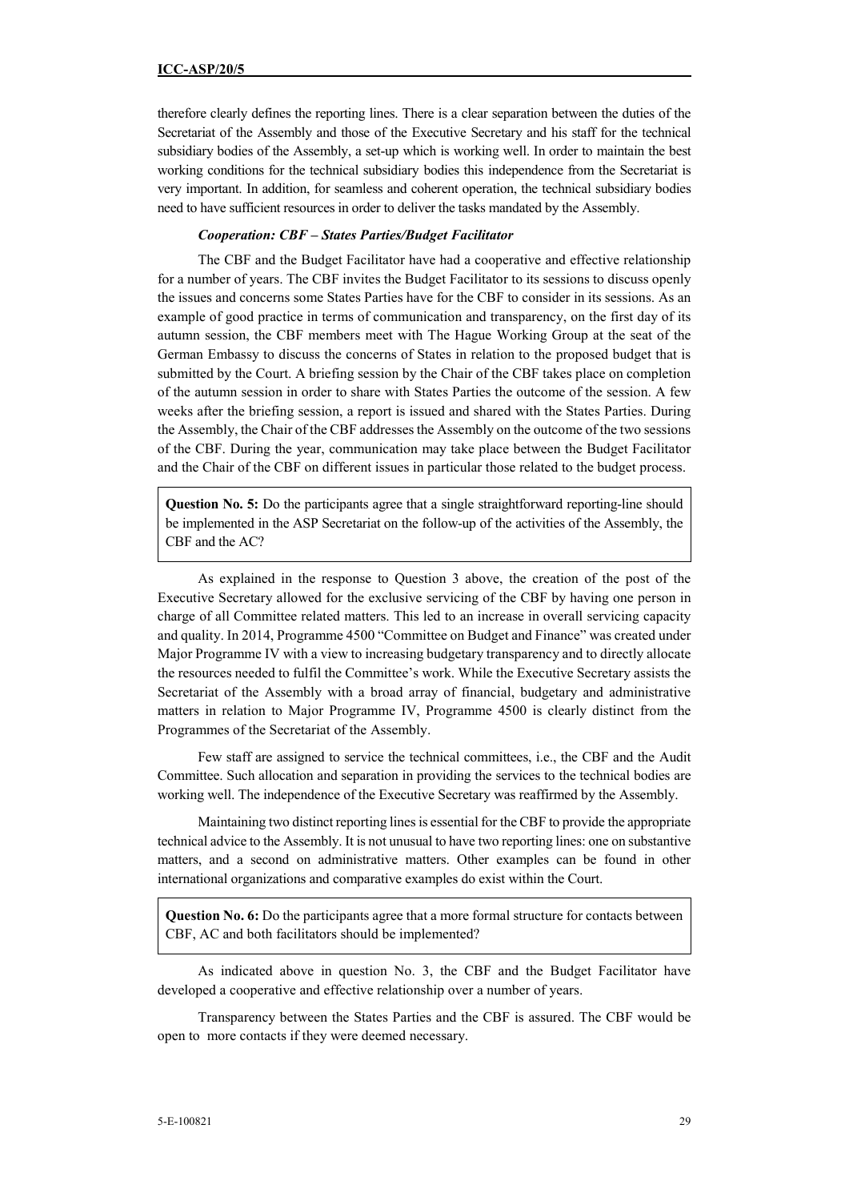therefore clearly defines the reporting lines. There is a clear separation between the duties of the Secretariat of the Assembly and those of the Executive Secretary and his staff for the technical subsidiary bodies of the Assembly, a set-up which is working well. In order to maintain the best working conditions for the technical subsidiary bodies this independence from the Secretariat is very important. In addition, for seamless and coherent operation, the technical subsidiary bodies need to have sufficient resources in order to deliver the tasks mandated by the Assembly.

***Cooperation: CBF – States Parties/Budget Facilitator***

The CBF and the Budget Facilitator have had a cooperative and effective relationship for a number of years. The CBF invites the Budget Facilitator to its sessions to discuss openly the issues and concerns some States Parties have for the CBF to consider in its sessions. As an example of good practice in terms of communication and transparency, on the first day of its autumn session, the CBF members meet with The Hague Working Group at the seat of the German Embassy to discuss the concerns of States in relation to the proposed budget that is submitted by the Court. A briefing session by the Chair of the CBF takes place on completion of the autumn session in order to share with States Parties the outcome of the session. A few weeks after the briefing session, a report is issued and shared with the States Parties. During the Assembly, the Chair of the CBF addresses the Assembly on the outcome of the two sessions of the CBF. During the year, communication may take place between the Budget Facilitator and the Chair of the CBF on different issues in particular those related to the budget process.

**Question No. 5:** Do the participants agree that a single straightforward reporting-line should be implemented in the ASP Secretariat on the follow-up of the activities of the Assembly, the CBF and the AC?

As explained in the response to Question 3 above, the creation of the post of the Executive Secretary allowed for the exclusive servicing of the CBF by having one person in charge of all Committee related matters. This led to an increase in overall servicing capacity and quality. In 2014, Programme 4500 "Committee on Budget and Finance" was created under Major Programme IV with a view to increasing budgetary transparency and to directly allocate the resources needed to fulfil the Committee's work. While the Executive Secretary assists the Secretariat of the Assembly with a broad array of financial, budgetary and administrative matters in relation to Major Programme IV, Programme 4500 is clearly distinct from the Programmes of the Secretariat of the Assembly.

Few staff are assigned to service the technical committees, i.e., the CBF and the Audit Committee. Such allocation and separation in providing the services to the technical bodies are working well. The independence of the Executive Secretary was reaffirmed by the Assembly.

Maintaining two distinct reporting lines is essential for the CBF to provide the appropriate technical advice to the Assembly. It is not unusual to have two reporting lines: one on substantive matters, and a second on administrative matters. Other examples can be found in other international organizations and comparative examples do exist within the Court.

**Question No. 6:** Do the participants agree that a more formal structure for contacts between CBF, AC and both facilitators should be implemented?

As indicated above in question No. 3, the CBF and the Budget Facilitator have developed a cooperative and effective relationship over a number of years.

Transparency between the States Parties and the CBF is assured. The CBF would be open to more contacts if they were deemed necessary.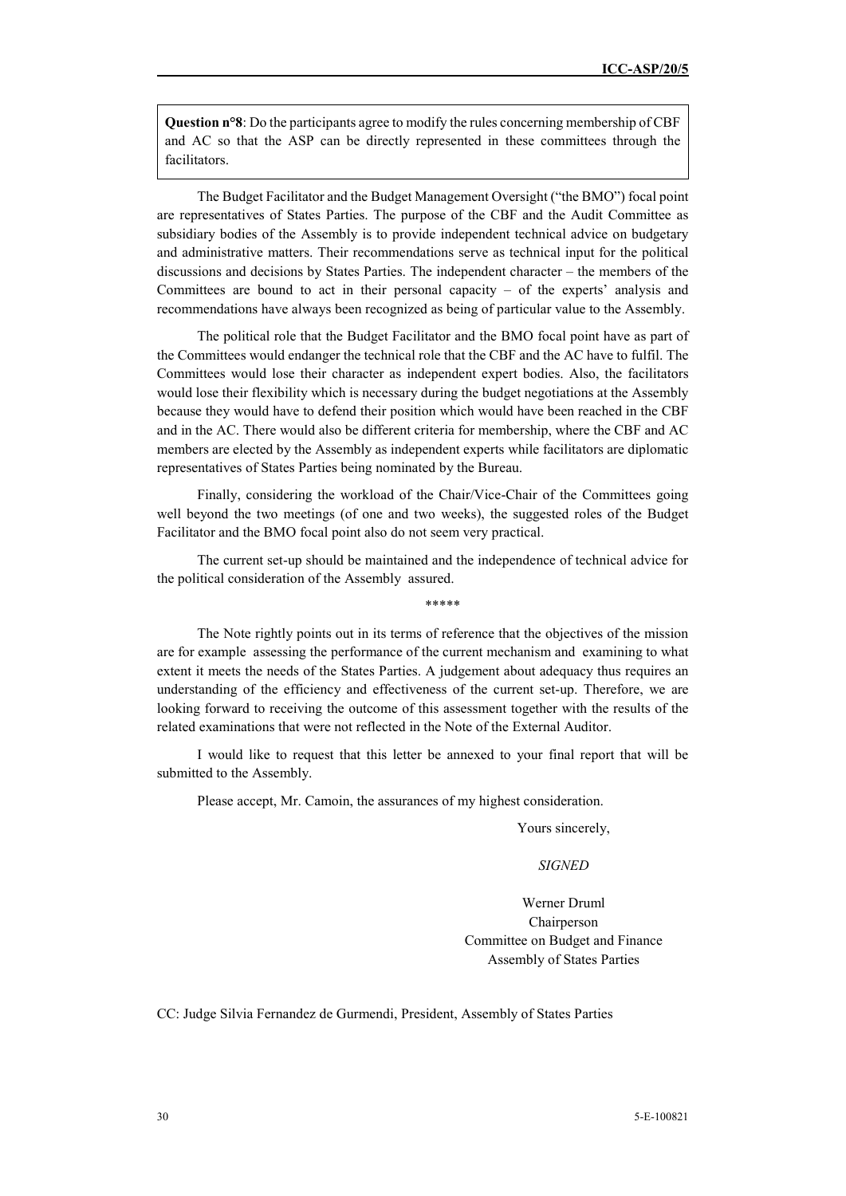> **Question n°8**: Do the participants agree to modify the rules concerning membership of CBF and AC so that the ASP can be directly represented in these committees through the facilitators.

The Budget Facilitator and the Budget Management Oversight ("the BMO") focal point are representatives of States Parties. The purpose of the CBF and the Audit Committee as subsidiary bodies of the Assembly is to provide independent technical advice on budgetary and administrative matters. Their recommendations serve as technical input for the political discussions and decisions by States Parties. The independent character – the members of the Committees are bound to act in their personal capacity – of the experts' analysis and recommendations have always been recognized as being of particular value to the Assembly.

The political role that the Budget Facilitator and the BMO focal point have as part of the Committees would endanger the technical role that the CBF and the AC have to fulfil. The Committees would lose their character as independent expert bodies. Also, the facilitators would lose their flexibility which is necessary during the budget negotiations at the Assembly because they would have to defend their position which would have been reached in the CBF and in the AC. There would also be different criteria for membership, where the CBF and AC members are elected by the Assembly as independent experts while facilitators are diplomatic representatives of States Parties being nominated by the Bureau.

Finally, considering the workload of the Chair/Vice-Chair of the Committees going well beyond the two meetings (of one and two weeks), the suggested roles of the Budget Facilitator and the BMO focal point also do not seem very practical.

The current set-up should be maintained and the independence of technical advice for the political consideration of the Assembly assured.

*****

The Note rightly points out in its terms of reference that the objectives of the mission are for example assessing the performance of the current mechanism and examining to what extent it meets the needs of the States Parties. A judgement about adequacy thus requires an understanding of the efficiency and effectiveness of the current set-up. Therefore, we are looking forward to receiving the outcome of this assessment together with the results of the related examinations that were not reflected in the Note of the External Auditor.

I would like to request that this letter be annexed to your final report that will be submitted to the Assembly.

Please accept, Mr. Camoin, the assurances of my highest consideration.

Yours sincerely,

*SIGNED*

Werner Druml
Chairperson
Committee on Budget and Finance
Assembly of States Parties

CC: Judge Silvia Fernandez de Gurmendi, President, Assembly of States Parties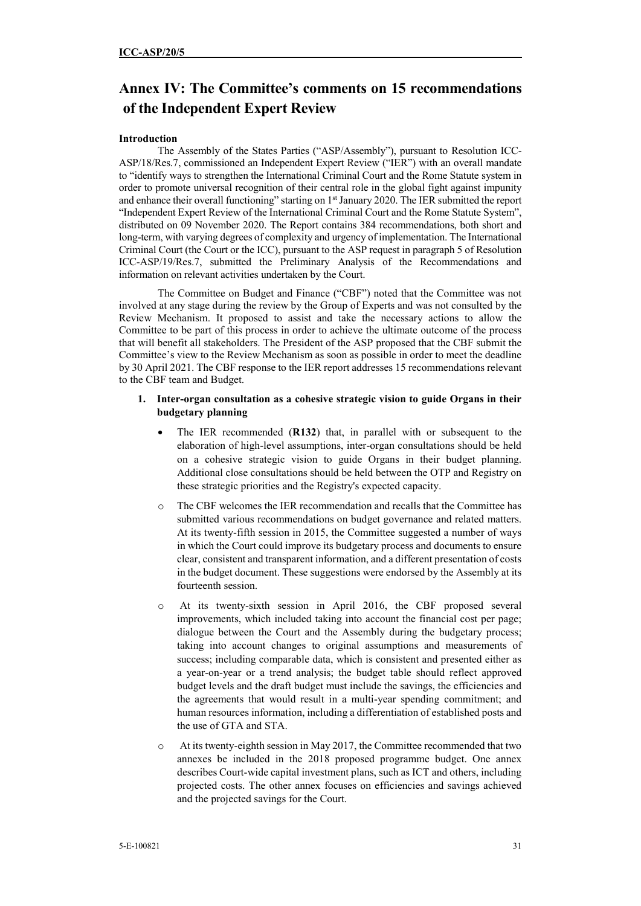# Annex IV: The Committee's comments on 15 recommendations of the Independent Expert Review

**Introduction**

The Assembly of the States Parties ("ASP/Assembly"), pursuant to Resolution ICC-ASP/18/Res.7, commissioned an Independent Expert Review ("IER") with an overall mandate to "identify ways to strengthen the International Criminal Court and the Rome Statute system in order to promote universal recognition of their central role in the global fight against impunity and enhance their overall functioning" starting on 1st January 2020. The IER submitted the report "Independent Expert Review of the International Criminal Court and the Rome Statute System", distributed on 09 November 2020. The Report contains 384 recommendations, both short and long-term, with varying degrees of complexity and urgency of implementation. The International Criminal Court (the Court or the ICC), pursuant to the ASP request in paragraph 5 of Resolution ICC-ASP/19/Res.7, submitted the Preliminary Analysis of the Recommendations and information on relevant activities undertaken by the Court.

The Committee on Budget and Finance ("CBF") noted that the Committee was not involved at any stage during the review by the Group of Experts and was not consulted by the Review Mechanism. It proposed to assist and take the necessary actions to allow the Committee to be part of this process in order to achieve the ultimate outcome of the process that will benefit all stakeholders. The President of the ASP proposed that the CBF submit the Committee's view to the Review Mechanism as soon as possible in order to meet the deadline by 30 April 2021. The CBF response to the IER report addresses 15 recommendations relevant to the CBF team and Budget.

1. **Inter-organ consultation as a cohesive strategic vision to guide Organs in their budgetary planning**

    - The IER recommended (**R132**) that, in parallel with or subsequent to the elaboration of high-level assumptions, inter-organ consultations should be held on a cohesive strategic vision to guide Organs in their budget planning. Additional close consultations should be held between the OTP and Registry on these strategic priorities and the Registry's expected capacity.

        - The CBF welcomes the IER recommendation and recalls that the Committee has submitted various recommendations on budget governance and related matters. At its twenty-fifth session in 2015, the Committee suggested a number of ways in which the Court could improve its budgetary process and documents to ensure clear, consistent and transparent information, and a different presentation of costs in the budget document. These suggestions were endorsed by the Assembly at its fourteenth session.

        - At its twenty-sixth session in April 2016, the CBF proposed several improvements, which included taking into account the financial cost per page; dialogue between the Court and the Assembly during the budgetary process; taking into account changes to original assumptions and measurements of success; including comparable data, which is consistent and presented either as a year-on-year or a trend analysis; the budget table should reflect approved budget levels and the draft budget must include the savings, the efficiencies and the agreements that would result in a multi-year spending commitment; and human resources information, including a differentiation of established posts and the use of GTA and STA.

        - At its twenty-eighth session in May 2017, the Committee recommended that two annexes be included in the 2018 proposed programme budget. One annex describes Court-wide capital investment plans, such as ICT and others, including projected costs. The other annex focuses on efficiencies and savings achieved and the projected savings for the Court.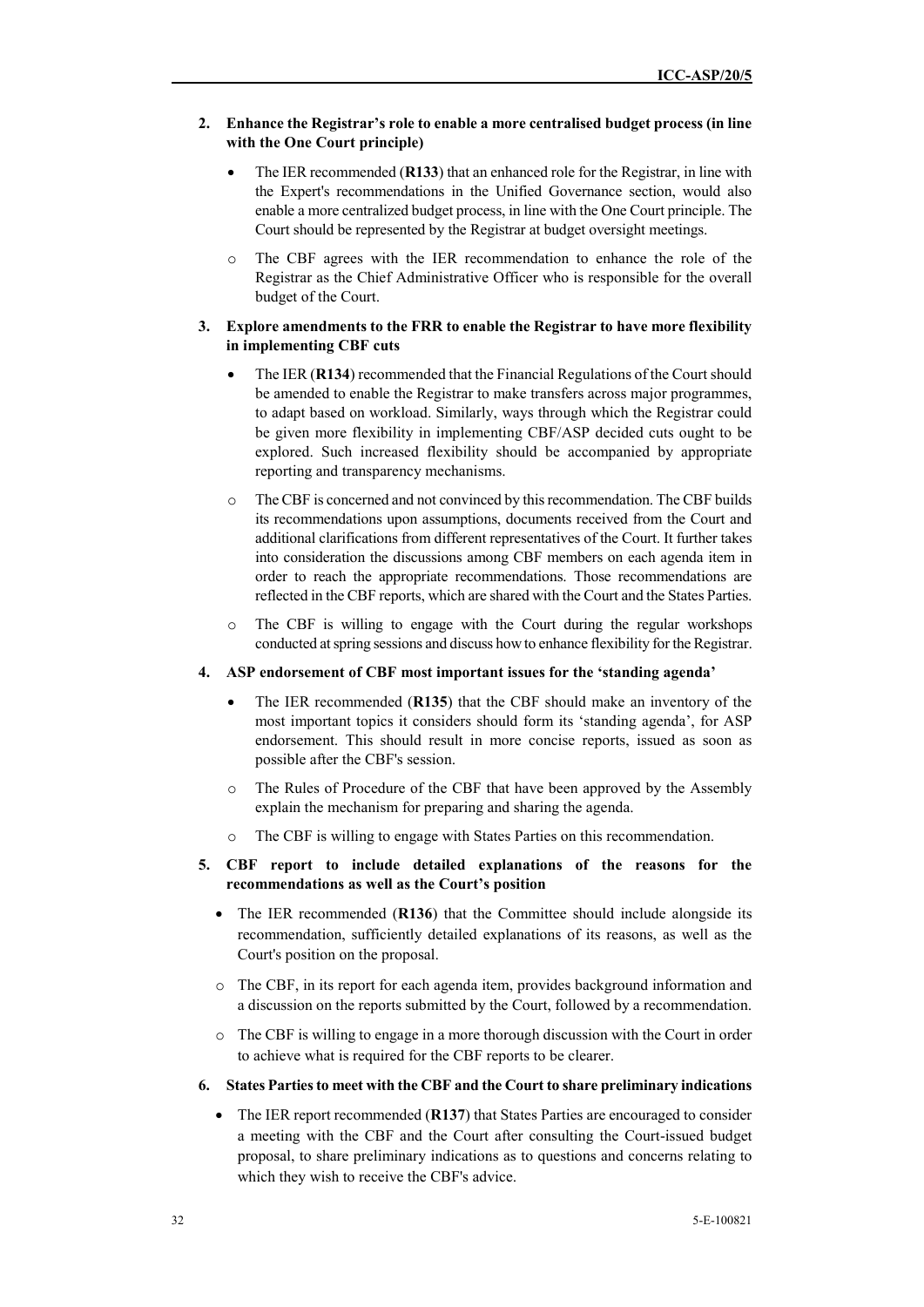**2. Enhance the Registrar's role to enable a more centralised budget process (in line with the One Court principle)**

- The IER recommended (**R133**) that an enhanced role for the Registrar, in line with the Expert's recommendations in the Unified Governance section, would also enable a more centralized budget process, in line with the One Court principle. The Court should be represented by the Registrar at budget oversight meetings.
  - The CBF agrees with the IER recommendation to enhance the role of the Registrar as the Chief Administrative Officer who is responsible for the overall budget of the Court.

**3. Explore amendments to the FRR to enable the Registrar to have more flexibility in implementing CBF cuts**

- The IER (**R134**) recommended that the Financial Regulations of the Court should be amended to enable the Registrar to make transfers across major programmes, to adapt based on workload. Similarly, ways through which the Registrar could be given more flexibility in implementing CBF/ASP decided cuts ought to be explored. Such increased flexibility should be accompanied by appropriate reporting and transparency mechanisms.
  - The CBF is concerned and not convinced by this recommendation. The CBF builds its recommendations upon assumptions, documents received from the Court and additional clarifications from different representatives of the Court. It further takes into consideration the discussions among CBF members on each agenda item in order to reach the appropriate recommendations. Those recommendations are reflected in the CBF reports, which are shared with the Court and the States Parties.
  - The CBF is willing to engage with the Court during the regular workshops conducted at spring sessions and discuss how to enhance flexibility for the Registrar.

**4. ASP endorsement of CBF most important issues for the 'standing agenda'**

- The IER recommended (**R135**) that the CBF should make an inventory of the most important topics it considers should form its 'standing agenda', for ASP endorsement. This should result in more concise reports, issued as soon as possible after the CBF's session.
  - The Rules of Procedure of the CBF that have been approved by the Assembly explain the mechanism for preparing and sharing the agenda.
  - The CBF is willing to engage with States Parties on this recommendation.

**5. CBF report to include detailed explanations of the reasons for the recommendations as well as the Court's position**

- The IER recommended (**R136**) that the Committee should include alongside its recommendation, sufficiently detailed explanations of its reasons, as well as the Court's position on the proposal.
  - The CBF, in its report for each agenda item, provides background information and a discussion on the reports submitted by the Court, followed by a recommendation.
  - The CBF is willing to engage in a more thorough discussion with the Court in order to achieve what is required for the CBF reports to be clearer.

**6. States Parties to meet with the CBF and the Court to share preliminary indications**

- The IER report recommended (**R137**) that States Parties are encouraged to consider a meeting with the CBF and the Court after consulting the Court-issued budget proposal, to share preliminary indications as to questions and concerns relating to which they wish to receive the CBF's advice.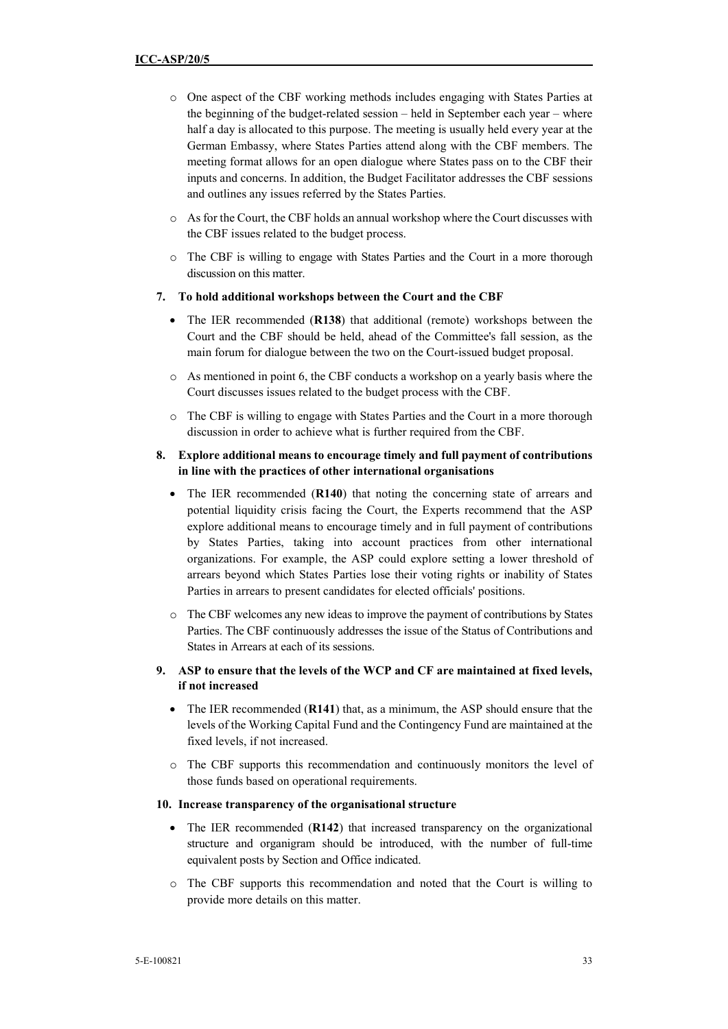- One aspect of the CBF working methods includes engaging with States Parties at the beginning of the budget-related session – held in September each year – where half a day is allocated to this purpose. The meeting is usually held every year at the German Embassy, where States Parties attend along with the CBF members. The meeting format allows for an open dialogue where States pass on to the CBF their inputs and concerns. In addition, the Budget Facilitator addresses the CBF sessions and outlines any issues referred by the States Parties.
  - As for the Court, the CBF holds an annual workshop where the Court discusses with the CBF issues related to the budget process.
  - The CBF is willing to engage with States Parties and the Court in a more thorough discussion on this matter.

**7. To hold additional workshops between the Court and the CBF**

- The IER recommended (**R138**) that additional (remote) workshops between the Court and the CBF should be held, ahead of the Committee's fall session, as the main forum for dialogue between the two on the Court-issued budget proposal.
  - As mentioned in point 6, the CBF conducts a workshop on a yearly basis where the Court discusses issues related to the budget process with the CBF.
  - The CBF is willing to engage with States Parties and the Court in a more thorough discussion in order to achieve what is further required from the CBF.

**8. Explore additional means to encourage timely and full payment of contributions in line with the practices of other international organisations**

- The IER recommended (**R140**) that noting the concerning state of arrears and potential liquidity crisis facing the Court, the Experts recommend that the ASP explore additional means to encourage timely and in full payment of contributions by States Parties, taking into account practices from other international organizations. For example, the ASP could explore setting a lower threshold of arrears beyond which States Parties lose their voting rights or inability of States Parties in arrears to present candidates for elected officials' positions.
  - The CBF welcomes any new ideas to improve the payment of contributions by States Parties. The CBF continuously addresses the issue of the Status of Contributions and States in Arrears at each of its sessions.

**9. ASP to ensure that the levels of the WCP and CF are maintained at fixed levels, if not increased**

- The IER recommended (**R141**) that, as a minimum, the ASP should ensure that the levels of the Working Capital Fund and the Contingency Fund are maintained at the fixed levels, if not increased.
  - The CBF supports this recommendation and continuously monitors the level of those funds based on operational requirements.

**10. Increase transparency of the organisational structure**

- The IER recommended (**R142**) that increased transparency on the organizational structure and organigram should be introduced, with the number of full-time equivalent posts by Section and Office indicated.
  - The CBF supports this recommendation and noted that the Court is willing to provide more details on this matter.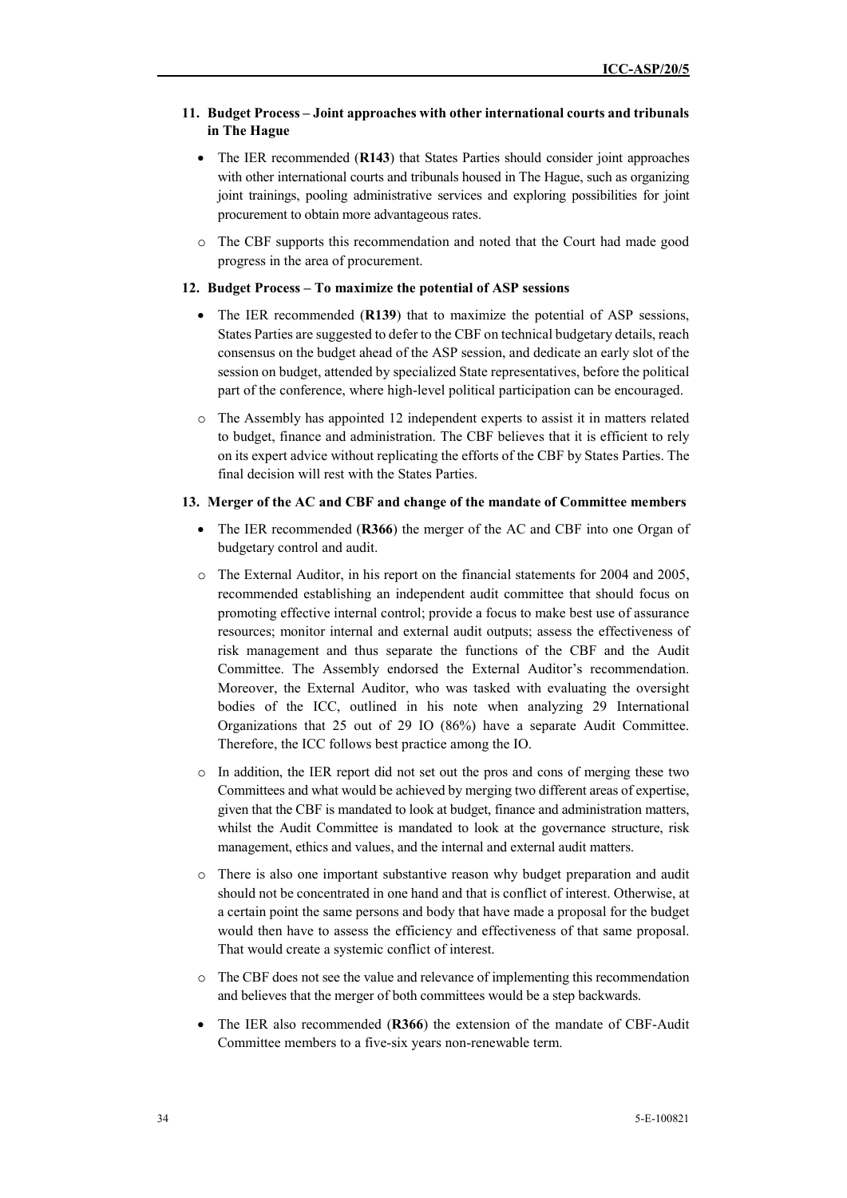**11. Budget Process – Joint approaches with other international courts and tribunals in The Hague**

- The IER recommended (**R143**) that States Parties should consider joint approaches with other international courts and tribunals housed in The Hague, such as organizing joint trainings, pooling administrative services and exploring possibilities for joint procurement to obtain more advantageous rates.
  - The CBF supports this recommendation and noted that the Court had made good progress in the area of procurement.

**12. Budget Process – To maximize the potential of ASP sessions**

- The IER recommended (**R139**) that to maximize the potential of ASP sessions, States Parties are suggested to defer to the CBF on technical budgetary details, reach consensus on the budget ahead of the ASP session, and dedicate an early slot of the session on budget, attended by specialized State representatives, before the political part of the conference, where high-level political participation can be encouraged.
  - The Assembly has appointed 12 independent experts to assist it in matters related to budget, finance and administration. The CBF believes that it is efficient to rely on its expert advice without replicating the efforts of the CBF by States Parties. The final decision will rest with the States Parties.

**13. Merger of the AC and CBF and change of the mandate of Committee members**

- The IER recommended (**R366**) the merger of the AC and CBF into one Organ of budgetary control and audit.
  - The External Auditor, in his report on the financial statements for 2004 and 2005, recommended establishing an independent audit committee that should focus on promoting effective internal control; provide a focus to make best use of assurance resources; monitor internal and external audit outputs; assess the effectiveness of risk management and thus separate the functions of the CBF and the Audit Committee. The Assembly endorsed the External Auditor's recommendation. Moreover, the External Auditor, who was tasked with evaluating the oversight bodies of the ICC, outlined in his note when analyzing 29 International Organizations that 25 out of 29 IO (86%) have a separate Audit Committee. Therefore, the ICC follows best practice among the IO.
  - In addition, the IER report did not set out the pros and cons of merging these two Committees and what would be achieved by merging two different areas of expertise, given that the CBF is mandated to look at budget, finance and administration matters, whilst the Audit Committee is mandated to look at the governance structure, risk management, ethics and values, and the internal and external audit matters.
  - There is also one important substantive reason why budget preparation and audit should not be concentrated in one hand and that is conflict of interest. Otherwise, at a certain point the same persons and body that have made a proposal for the budget would then have to assess the efficiency and effectiveness of that same proposal. That would create a systemic conflict of interest.
  - The CBF does not see the value and relevance of implementing this recommendation and believes that the merger of both committees would be a step backwards.
- The IER also recommended (**R366**) the extension of the mandate of CBF-Audit Committee members to a five-six years non-renewable term.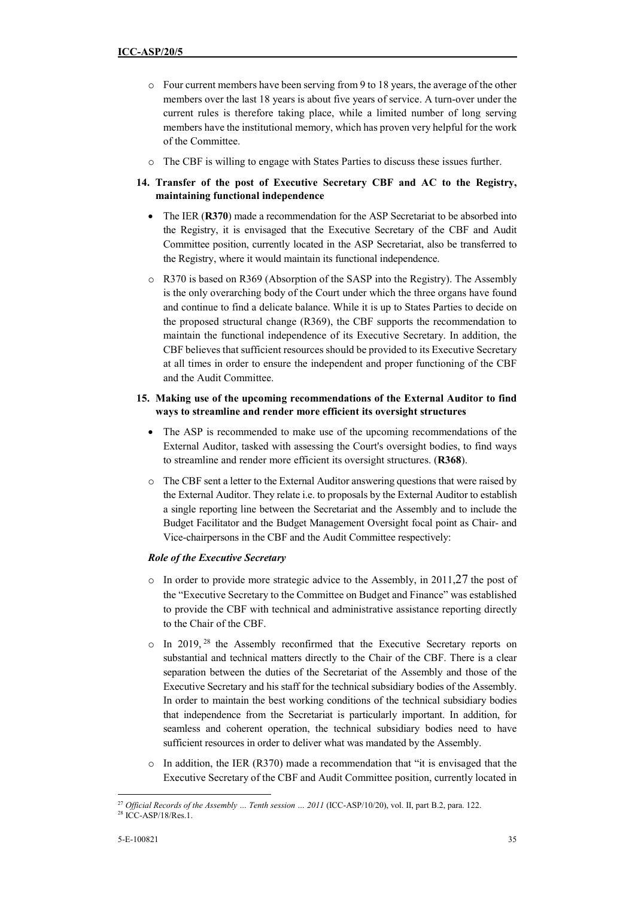- Four current members have been serving from 9 to 18 years, the average of the other members over the last 18 years is about five years of service. A turn-over under the current rules is therefore taking place, while a limited number of long serving members have the institutional memory, which has proven very helpful for the work of the Committee.
- The CBF is willing to engage with States Parties to discuss these issues further.

**14. Transfer of the post of Executive Secretary CBF and AC to the Registry, maintaining functional independence**

- The IER (**R370**) made a recommendation for the ASP Secretariat to be absorbed into the Registry, it is envisaged that the Executive Secretary of the CBF and Audit Committee position, currently located in the ASP Secretariat, also be transferred to the Registry, where it would maintain its functional independence.
  - R370 is based on R369 (Absorption of the SASP into the Registry). The Assembly is the only overarching body of the Court under which the three organs have found and continue to find a delicate balance. While it is up to States Parties to decide on the proposed structural change (R369), the CBF supports the recommendation to maintain the functional independence of its Executive Secretary. In addition, the CBF believes that sufficient resources should be provided to its Executive Secretary at all times in order to ensure the independent and proper functioning of the CBF and the Audit Committee.

**15. Making use of the upcoming recommendations of the External Auditor to find ways to streamline and render more efficient its oversight structures**

- The ASP is recommended to make use of the upcoming recommendations of the External Auditor, tasked with assessing the Court's oversight bodies, to find ways to streamline and render more efficient its oversight structures. (**R368**).
  - The CBF sent a letter to the External Auditor answering questions that were raised by the External Auditor. They relate i.e. to proposals by the External Auditor to establish a single reporting line between the Secretariat and the Assembly and to include the Budget Facilitator and the Budget Management Oversight focal point as Chair- and Vice-chairpersons in the CBF and the Audit Committee respectively:

***Role of the Executive Secretary***

- In order to provide more strategic advice to the Assembly, in 2011,[27] the post of the "Executive Secretary to the Committee on Budget and Finance" was established to provide the CBF with technical and administrative assistance reporting directly to the Chair of the CBF.
- In 2019,[28] the Assembly reconfirmed that the Executive Secretary reports on substantial and technical matters directly to the Chair of the CBF. There is a clear separation between the duties of the Secretariat of the Assembly and those of the Executive Secretary and his staff for the technical subsidiary bodies of the Assembly. In order to maintain the best working conditions of the technical subsidiary bodies that independence from the Secretariat is particularly important. In addition, for seamless and coherent operation, the technical subsidiary bodies need to have sufficient resources in order to deliver what was mandated by the Assembly.
- In addition, the IER (R370) made a recommendation that "it is envisaged that the Executive Secretary of the CBF and Audit Committee position, currently located in

---

[27] *Official Records of the Assembly … Tenth session … 2011* (ICC-ASP/10/20), vol. II, part B.2, para. 122.

[28] ICC-ASP/18/Res.1.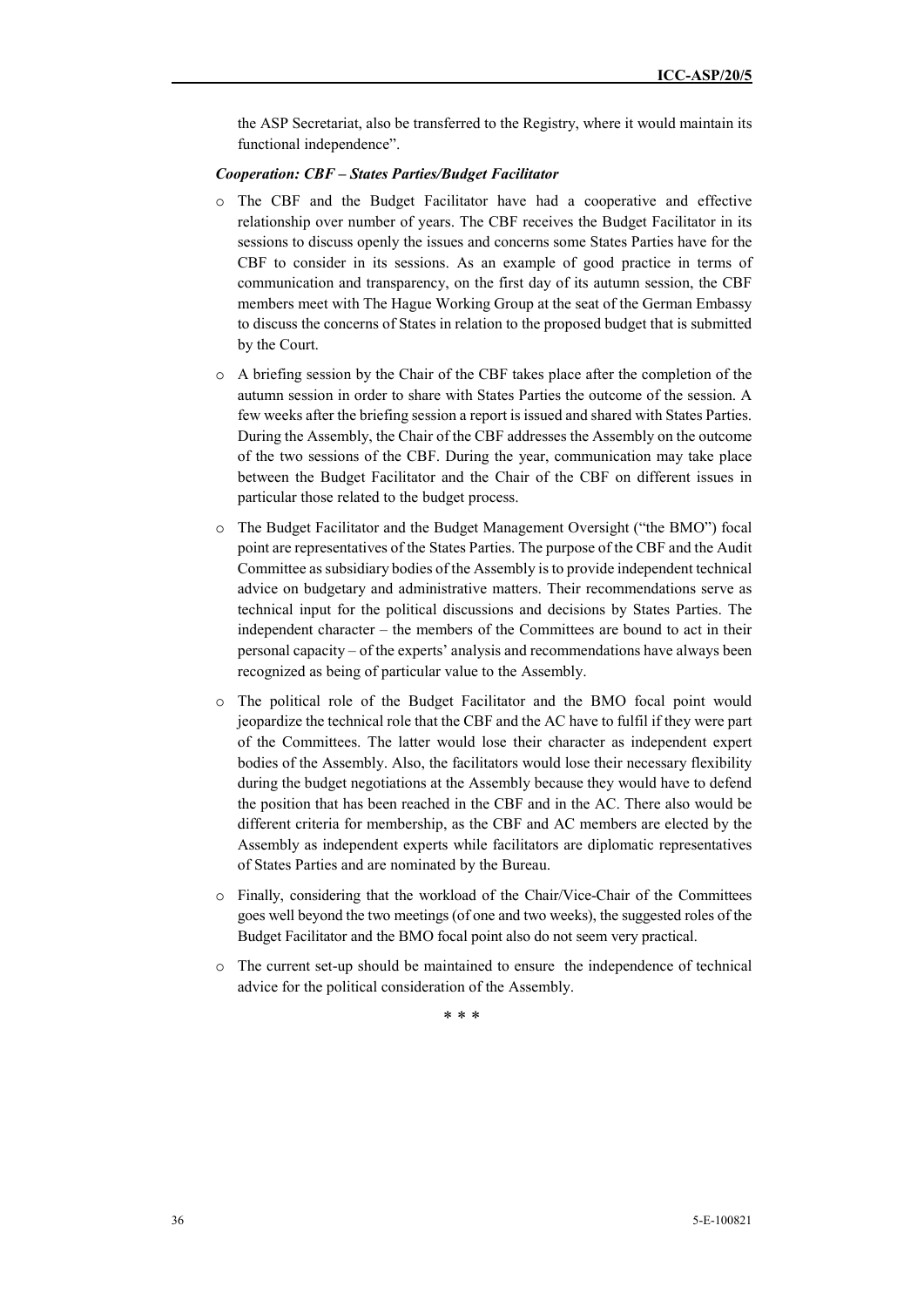the ASP Secretariat, also be transferred to the Registry, where it would maintain its functional independence".

***Cooperation: CBF – States Parties/Budget Facilitator***

- The CBF and the Budget Facilitator have had a cooperative and effective relationship over number of years. The CBF receives the Budget Facilitator in its sessions to discuss openly the issues and concerns some States Parties have for the CBF to consider in its sessions. As an example of good practice in terms of communication and transparency, on the first day of its autumn session, the CBF members meet with The Hague Working Group at the seat of the German Embassy to discuss the concerns of States in relation to the proposed budget that is submitted by the Court.
- A briefing session by the Chair of the CBF takes place after the completion of the autumn session in order to share with States Parties the outcome of the session. A few weeks after the briefing session a report is issued and shared with States Parties. During the Assembly, the Chair of the CBF addresses the Assembly on the outcome of the two sessions of the CBF. During the year, communication may take place between the Budget Facilitator and the Chair of the CBF on different issues in particular those related to the budget process.
- The Budget Facilitator and the Budget Management Oversight ("the BMO") focal point are representatives of the States Parties. The purpose of the CBF and the Audit Committee as subsidiary bodies of the Assembly is to provide independent technical advice on budgetary and administrative matters. Their recommendations serve as technical input for the political discussions and decisions by States Parties. The independent character – the members of the Committees are bound to act in their personal capacity – of the experts' analysis and recommendations have always been recognized as being of particular value to the Assembly.
- The political role of the Budget Facilitator and the BMO focal point would jeopardize the technical role that the CBF and the AC have to fulfil if they were part of the Committees. The latter would lose their character as independent expert bodies of the Assembly. Also, the facilitators would lose their necessary flexibility during the budget negotiations at the Assembly because they would have to defend the position that has been reached in the CBF and in the AC. There also would be different criteria for membership, as the CBF and AC members are elected by the Assembly as independent experts while facilitators are diplomatic representatives of States Parties and are nominated by the Bureau.
- Finally, considering that the workload of the Chair/Vice-Chair of the Committees goes well beyond the two meetings (of one and two weeks), the suggested roles of the Budget Facilitator and the BMO focal point also do not seem very practical.
- The current set-up should be maintained to ensure the independence of technical advice for the political consideration of the Assembly.

\* \* \*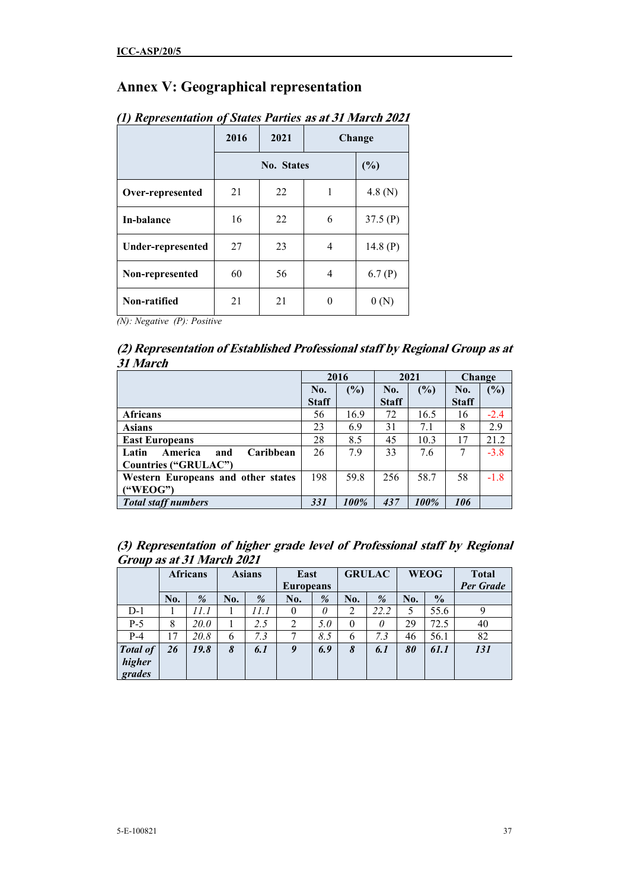# Annex V: Geographical representation

*(1) Representation of States Parties as at 31 March 2021*

| | 2016 | 2021 | Change | |
|---|---|---|---|---|
| | No. States | | | (%) |
| **Over-represented** | 21 | 22 | 1 | 4.8 (N) |
| **In-balance** | 16 | 22 | 6 | 37.5 (P) |
| **Under-represented** | 27 | 23 | 4 | 14.8 (P) |
| **Non-represented** | 60 | 56 | 4 | 6.7 (P) |
| **Non-ratified** | 21 | 21 | 0 | 0 (N) |

*(N): Negative (P): Positive*

***(2) Representation of Established Professional staff by Regional Group as at 31 March***

| | 2016 | | 2021 | | Change | |
|---|---|---|---|---|---|---|
| | No. Staff | (%) | No. Staff | (%) | No. Staff | (%) |
| **Africans** | 56 | 16.9 | 72 | 16.5 | 16 | -2.4 |
| **Asians** | 23 | 6.9 | 31 | 7.1 | 8 | 2.9 |
| **East Europeans** | 28 | 8.5 | 45 | 10.3 | 17 | 21.2 |
| **Latin America and Caribbean Countries ("GRULAC")** | 26 | 7.9 | 33 | 7.6 | 7 | -3.8 |
| **Western Europeans and other states ("WEOG")** | 198 | 59.8 | 256 | 58.7 | 58 | -1.8 |
| ***Total staff numbers*** | ***331*** | ***100%*** | ***437*** | ***100%*** | ***106*** | |

***(3) Representation of higher grade level of Professional staff by Regional Group as at 31 March 2021***

| | Africans | | Asians | | East Europeans | | GRULAC | | WEOG | | Total *Per Grade* |
|---|---|---|---|---|---|---|---|---|---|---|---|
| | No. | % | No. | % | No. | % | No. | % | No. | % | |
| D-1 | 1 | *11.1* | 1 | *11.1* | 0 | *0* | 2 | *22.2* | 5 | 55.6 | 9 |
| P-5 | 8 | *20.0* | 1 | *2.5* | 2 | *5.0* | 0 | *0* | 29 | 72.5 | 40 |
| P-4 | 17 | *20.8* | 6 | *7.3* | 7 | *8.5* | 6 | *7.3* | 46 | 56.1 | 82 |
| ***Total of higher grades*** | ***26*** | ***19.8*** | ***8*** | ***6.1*** | ***9*** | ***6.9*** | ***8*** | ***6.1*** | ***80*** | ***61.1*** | ***131*** |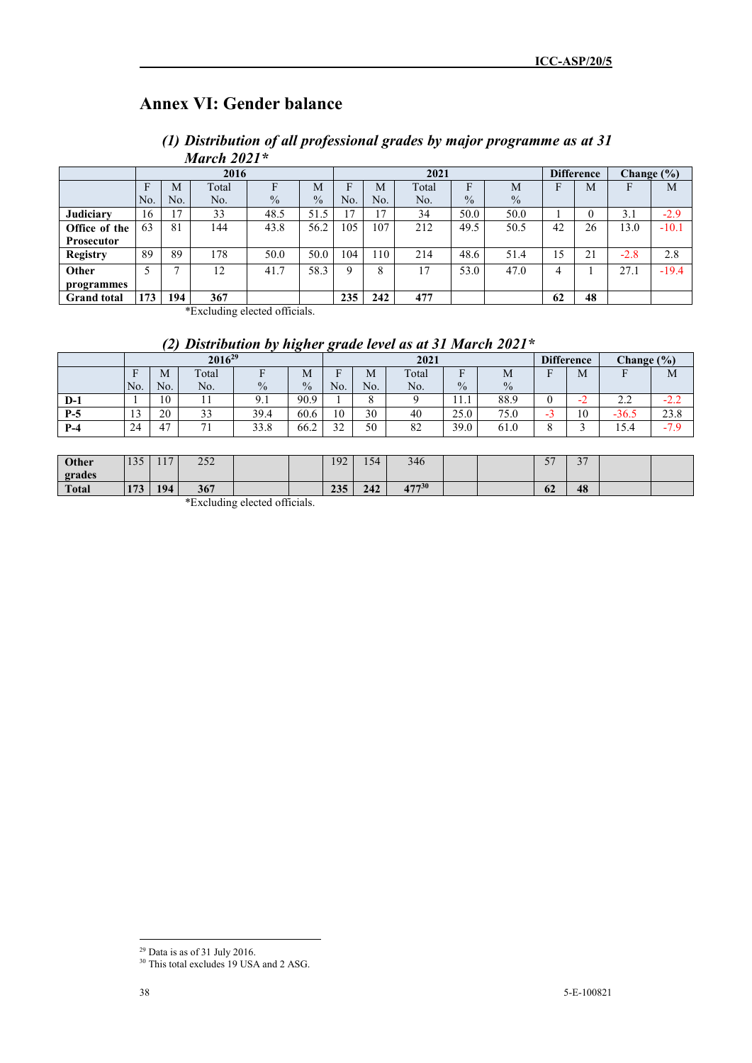# Annex VI: Gender balance

### *(1) Distribution of all professional grades by major programme as at 31 March 2021\**

| | 2016 | | | | | 2021 | | | | | Difference | | Change (%) | |
|---|---|---|---|---|---|---|---|---|---|---|---|---|---|---|
| | F No. | M No. | Total No. | F % | M % | F No. | M No. | Total No. | F % | M % | F | M | F | M |
| **Judiciary** | 16 | 17 | 33 | 48.5 | 51.5 | 17 | 17 | 34 | 50.0 | 50.0 | 1 | 0 | 3.1 | -2.9 |
| **Office of the Prosecutor** | 63 | 81 | 144 | 43.8 | 56.2 | 105 | 107 | 212 | 49.5 | 50.5 | 42 | 26 | 13.0 | -10.1 |
| **Registry** | 89 | 89 | 178 | 50.0 | 50.0 | 104 | 110 | 214 | 48.6 | 51.4 | 15 | 21 | -2.8 | 2.8 |
| **Other programmes** | 5 | 7 | 12 | 41.7 | 58.3 | 9 | 8 | 17 | 53.0 | 47.0 | 4 | 1 | 27.1 | -19.4 |
| **Grand total** | **173** | **194** | **367** | | | **235** | **242** | **477** | | | **62** | **48** | | |

\*Excluding elected officials.

### *(2) Distribution by higher grade level as at 31 March 2021\**

| | 2016[29] | | | | | 2021 | | | | | Difference | | Change (%) | |
|---|---|---|---|---|---|---|---|---|---|---|---|---|---|---|
| | F No. | M No. | Total No. | F % | M % | F No. | M No. | Total No. | F % | M % | F | M | F | M |
| **D-1** | 1 | 10 | 11 | 9.1 | 90.9 | 1 | 8 | 9 | 11.1 | 88.9 | 0 | -2 | 2.2 | -2.2 |
| **P-5** | 13 | 20 | 33 | 39.4 | 60.6 | 10 | 30 | 40 | 25.0 | 75.0 | -3 | 10 | -36.5 | 23.8 |
| **P-4** | 24 | 47 | 71 | 33.8 | 66.2 | 32 | 50 | 82 | 39.0 | 61.0 | 8 | 3 | 15.4 | -7.9 |
| **Other grades** | 135 | 117 | 252 | | | 192 | 154 | 346 | | | 57 | 37 | | |
| **Total** | **173** | **194** | **367** | | | **235** | **242** | **477**[30] | | | **62** | **48** | | |

\*Excluding elected officials.

[29] Data is as of 31 July 2016.

[30] This total excludes 19 USA and 2 ASG.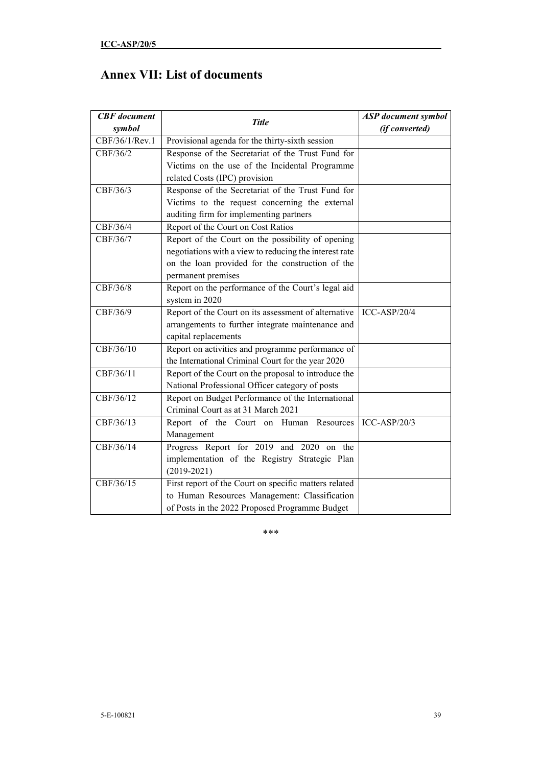# Annex VII: List of documents

| ***CBF document symbol*** | ***Title*** | ***ASP document symbol (if converted)*** |
|---|---|---|
| CBF/36/1/Rev.1 | Provisional agenda for the thirty-sixth session | |
| CBF/36/2 | Response of the Secretariat of the Trust Fund for Victims on the use of the Incidental Programme related Costs (IPC) provision | |
| CBF/36/3 | Response of the Secretariat of the Trust Fund for Victims to the request concerning the external auditing firm for implementing partners | |
| CBF/36/4 | Report of the Court on Cost Ratios | |
| CBF/36/7 | Report of the Court on the possibility of opening negotiations with a view to reducing the interest rate on the loan provided for the construction of the permanent premises | |
| CBF/36/8 | Report on the performance of the Court's legal aid system in 2020 | |
| CBF/36/9 | Report of the Court on its assessment of alternative arrangements to further integrate maintenance and capital replacements | ICC-ASP/20/4 |
| CBF/36/10 | Report on activities and programme performance of the International Criminal Court for the year 2020 | |
| CBF/36/11 | Report of the Court on the proposal to introduce the National Professional Officer category of posts | |
| CBF/36/12 | Report on Budget Performance of the International Criminal Court as at 31 March 2021 | |
| CBF/36/13 | Report of the Court on Human Resources Management | ICC-ASP/20/3 |
| CBF/36/14 | Progress Report for 2019 and 2020 on the implementation of the Registry Strategic Plan (2019-2021) | |
| CBF/36/15 | First report of the Court on specific matters related to Human Resources Management: Classification of Posts in the 2022 Proposed Programme Budget | |

***